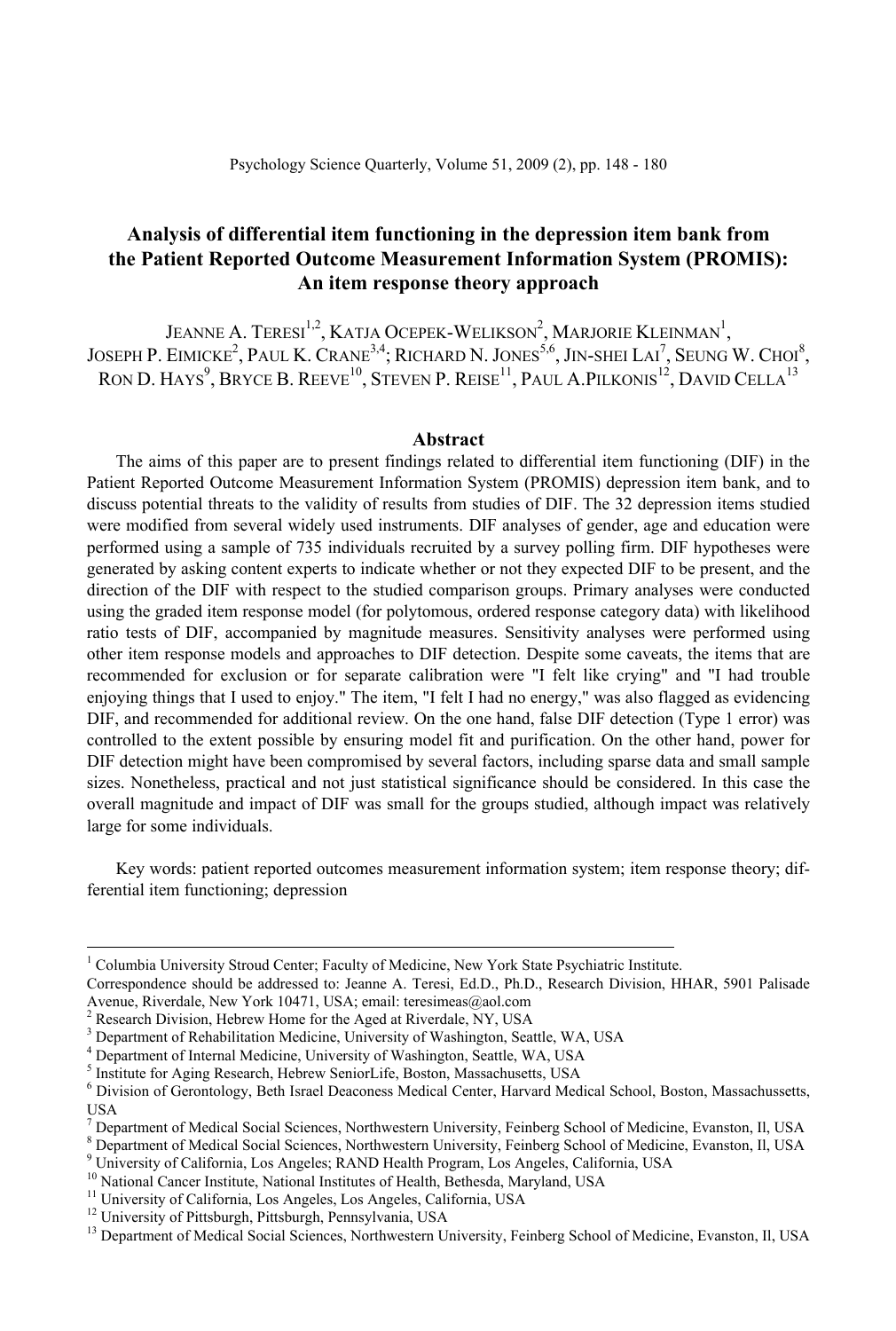# Analysis of differential item functioning in the depression item bank from the Patient Reported Outcome Measurement Information System (PROMIS): An item response theory approach

JEANNE A. TERESI[1,2], KATJA OCEPEK-WELIKSON[2], MARJORIE KLEINMAN[1], JOSEPH P. EIMICKE[2], PAUL K. CRANE[3,4]; RICHARD N. JONES[5,6], JIN-SHEI LAI[7], SEUNG W. CHOI[8], RON D. HAYS[9], BRYCE B. REEVE[10], STEVEN P. REISE[11], PAUL A.PILKONIS[12], DAVID CELLA[13]

## Abstract

The aims of this paper are to present findings related to differential item functioning (DIF) in the Patient Reported Outcome Measurement Information System (PROMIS) depression item bank, and to discuss potential threats to the validity of results from studies of DIF. The 32 depression items studied were modified from several widely used instruments. DIF analyses of gender, age and education were performed using a sample of 735 individuals recruited by a survey polling firm. DIF hypotheses were generated by asking content experts to indicate whether or not they expected DIF to be present, and the direction of the DIF with respect to the studied comparison groups. Primary analyses were conducted using the graded item response model (for polytomous, ordered response category data) with likelihood ratio tests of DIF, accompanied by magnitude measures. Sensitivity analyses were performed using other item response models and approaches to DIF detection. Despite some caveats, the items that are recommended for exclusion or for separate calibration were "I felt like crying" and "I had trouble enjoying things that I used to enjoy." The item, "I felt I had no energy," was also flagged as evidencing DIF, and recommended for additional review. On the one hand, false DIF detection (Type 1 error) was controlled to the extent possible by ensuring model fit and purification. On the other hand, power for DIF detection might have been compromised by several factors, including sparse data and small sample sizes. Nonetheless, practical and not just statistical significance should be considered. In this case the overall magnitude and impact of DIF was small for the groups studied, although impact was relatively large for some individuals.

Key words: patient reported outcomes measurement information system; item response theory; differential item functioning; depression

---

[1] Columbia University Stroud Center; Faculty of Medicine, New York State Psychiatric Institute.
Correspondence should be addressed to: Jeanne A. Teresi, Ed.D., Ph.D., Research Division, HHAR, 5901 Palisade Avenue, Riverdale, New York 10471, USA; email: teresimeas@aol.com

[2] Research Division, Hebrew Home for the Aged at Riverdale, NY, USA

[3] Department of Rehabilitation Medicine, University of Washington, Seattle, WA, USA

[4] Department of Internal Medicine, University of Washington, Seattle, WA, USA

[5] Institute for Aging Research, Hebrew SeniorLife, Boston, Massachusetts, USA

[6] Division of Gerontology, Beth Israel Deaconess Medical Center, Harvard Medical School, Boston, Massachussetts, USA

[7] Department of Medical Social Sciences, Northwestern University, Feinberg School of Medicine, Evanston, Il, USA

[8] Department of Medical Social Sciences, Northwestern University, Feinberg School of Medicine, Evanston, Il, USA

[9] University of California, Los Angeles; RAND Health Program, Los Angeles, California, USA

[10] National Cancer Institute, National Institutes of Health, Bethesda, Maryland, USA

[11] University of California, Los Angeles, Los Angeles, California, USA

[12] University of Pittsburgh, Pittsburgh, Pennsylvania, USA

[13] Department of Medical Social Sciences, Northwestern University, Feinberg School of Medicine, Evanston, Il, USA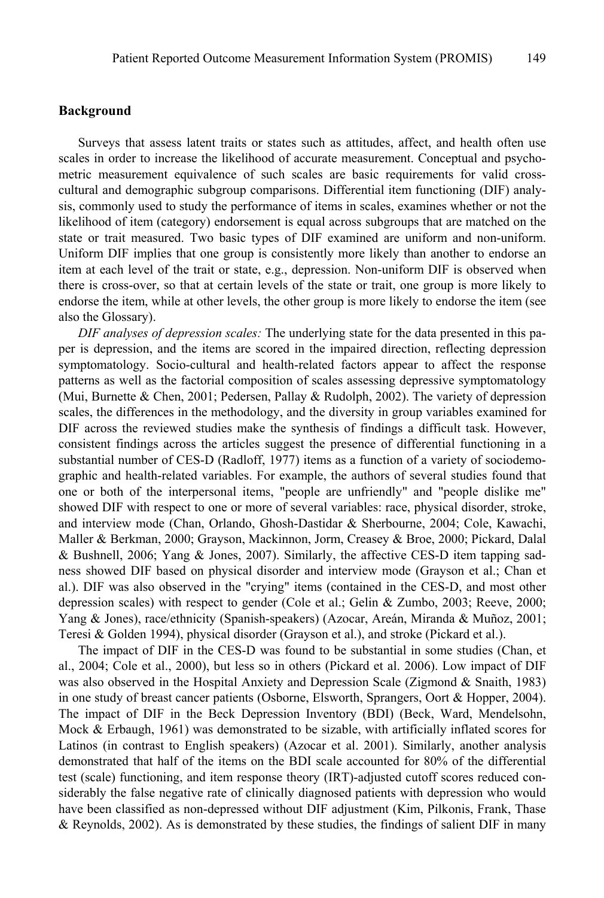## Background

Surveys that assess latent traits or states such as attitudes, affect, and health often use scales in order to increase the likelihood of accurate measurement. Conceptual and psychometric measurement equivalence of such scales are basic requirements for valid cross-cultural and demographic subgroup comparisons. Differential item functioning (DIF) analysis, commonly used to study the performance of items in scales, examines whether or not the likelihood of item (category) endorsement is equal across subgroups that are matched on the state or trait measured. Two basic types of DIF examined are uniform and non-uniform. Uniform DIF implies that one group is consistently more likely than another to endorse an item at each level of the trait or state, e.g., depression. Non-uniform DIF is observed when there is cross-over, so that at certain levels of the state or trait, one group is more likely to endorse the item, while at other levels, the other group is more likely to endorse the item (see also the Glossary).

*DIF analyses of depression scales:* The underlying state for the data presented in this paper is depression, and the items are scored in the impaired direction, reflecting depression symptomatology. Socio-cultural and health-related factors appear to affect the response patterns as well as the factorial composition of scales assessing depressive symptomatology (Mui, Burnette & Chen, 2001; Pedersen, Pallay & Rudolph, 2002). The variety of depression scales, the differences in the methodology, and the diversity in group variables examined for DIF across the reviewed studies make the synthesis of findings a difficult task. However, consistent findings across the articles suggest the presence of differential functioning in a substantial number of CES-D (Radloff, 1977) items as a function of a variety of sociodemographic and health-related variables. For example, the authors of several studies found that one or both of the interpersonal items, "people are unfriendly" and "people dislike me" showed DIF with respect to one or more of several variables: race, physical disorder, stroke, and interview mode (Chan, Orlando, Ghosh-Dastidar & Sherbourne, 2004; Cole, Kawachi, Maller & Berkman, 2000; Grayson, Mackinnon, Jorm, Creasey & Broe, 2000; Pickard, Dalal & Bushnell, 2006; Yang & Jones, 2007). Similarly, the affective CES-D item tapping sadness showed DIF based on physical disorder and interview mode (Grayson et al.; Chan et al.). DIF was also observed in the "crying" items (contained in the CES-D, and most other depression scales) with respect to gender (Cole et al.; Gelin & Zumbo, 2003; Reeve, 2000; Yang & Jones), race/ethnicity (Spanish-speakers) (Azocar, Areán, Miranda & Muñoz, 2001; Teresi & Golden 1994), physical disorder (Grayson et al.), and stroke (Pickard et al.).

The impact of DIF in the CES-D was found to be substantial in some studies (Chan, et al., 2004; Cole et al., 2000), but less so in others (Pickard et al. 2006). Low impact of DIF was also observed in the Hospital Anxiety and Depression Scale (Zigmond & Snaith, 1983) in one study of breast cancer patients (Osborne, Elsworth, Sprangers, Oort & Hopper, 2004). The impact of DIF in the Beck Depression Inventory (BDI) (Beck, Ward, Mendelsohn, Mock & Erbaugh, 1961) was demonstrated to be sizable, with artificially inflated scores for Latinos (in contrast to English speakers) (Azocar et al. 2001). Similarly, another analysis demonstrated that half of the items on the BDI scale accounted for 80% of the differential test (scale) functioning, and item response theory (IRT)-adjusted cutoff scores reduced considerably the false negative rate of clinically diagnosed patients with depression who would have been classified as non-depressed without DIF adjustment (Kim, Pilkonis, Frank, Thase & Reynolds, 2002). As is demonstrated by these studies, the findings of salient DIF in many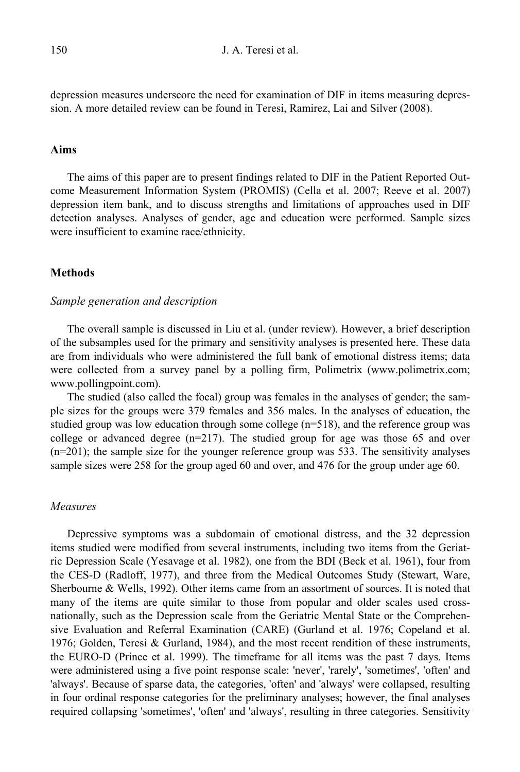depression measures underscore the need for examination of DIF in items measuring depression. A more detailed review can be found in Teresi, Ramirez, Lai and Silver (2008).

## Aims

The aims of this paper are to present findings related to DIF in the Patient Reported Outcome Measurement Information System (PROMIS) (Cella et al. 2007; Reeve et al. 2007) depression item bank, and to discuss strengths and limitations of approaches used in DIF detection analyses. Analyses of gender, age and education were performed. Sample sizes were insufficient to examine race/ethnicity.

## Methods

### *Sample generation and description*

The overall sample is discussed in Liu et al. (under review). However, a brief description of the subsamples used for the primary and sensitivity analyses is presented here. These data are from individuals who were administered the full bank of emotional distress items; data were collected from a survey panel by a polling firm, Polimetrix (www.polimetrix.com; www.pollingpoint.com).

The studied (also called the focal) group was females in the analyses of gender; the sample sizes for the groups were 379 females and 356 males. In the analyses of education, the studied group was low education through some college (n=518), and the reference group was college or advanced degree (n=217). The studied group for age was those 65 and over (n=201); the sample size for the younger reference group was 533. The sensitivity analyses sample sizes were 258 for the group aged 60 and over, and 476 for the group under age 60.

### *Measures*

Depressive symptoms was a subdomain of emotional distress, and the 32 depression items studied were modified from several instruments, including two items from the Geriatric Depression Scale (Yesavage et al. 1982), one from the BDI (Beck et al. 1961), four from the CES-D (Radloff, 1977), and three from the Medical Outcomes Study (Stewart, Ware, Sherbourne & Wells, 1992). Other items came from an assortment of sources. It is noted that many of the items are quite similar to those from popular and older scales used cross-nationally, such as the Depression scale from the Geriatric Mental State or the Comprehensive Evaluation and Referral Examination (CARE) (Gurland et al. 1976; Copeland et al. 1976; Golden, Teresi & Gurland, 1984), and the most recent rendition of these instruments, the EURO-D (Prince et al. 1999). The timeframe for all items was the past 7 days. Items were administered using a five point response scale: 'never', 'rarely', 'sometimes', 'often' and 'always'. Because of sparse data, the categories, 'often' and 'always' were collapsed, resulting in four ordinal response categories for the preliminary analyses; however, the final analyses required collapsing 'sometimes', 'often' and 'always', resulting in three categories. Sensitivity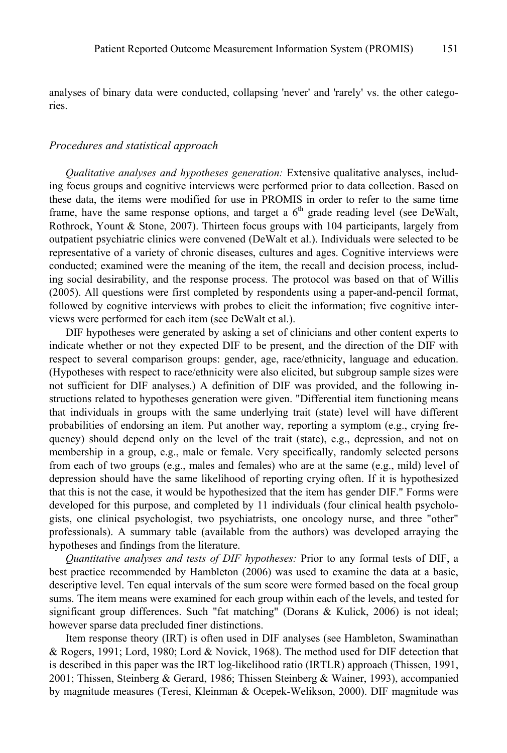analyses of binary data were conducted, collapsing 'never' and 'rarely' vs. the other categories.

### *Procedures and statistical approach*

*Qualitative analyses and hypotheses generation:* Extensive qualitative analyses, including focus groups and cognitive interviews were performed prior to data collection. Based on these data, the items were modified for use in PROMIS in order to refer to the same time frame, have the same response options, and target a 6th grade reading level (see DeWalt, Rothrock, Yount & Stone, 2007). Thirteen focus groups with 104 participants, largely from outpatient psychiatric clinics were convened (DeWalt et al.). Individuals were selected to be representative of a variety of chronic diseases, cultures and ages. Cognitive interviews were conducted; examined were the meaning of the item, the recall and decision process, including social desirability, and the response process. The protocol was based on that of Willis (2005). All questions were first completed by respondents using a paper-and-pencil format, followed by cognitive interviews with probes to elicit the information; five cognitive interviews were performed for each item (see DeWalt et al.).

DIF hypotheses were generated by asking a set of clinicians and other content experts to indicate whether or not they expected DIF to be present, and the direction of the DIF with respect to several comparison groups: gender, age, race/ethnicity, language and education. (Hypotheses with respect to race/ethnicity were also elicited, but subgroup sample sizes were not sufficient for DIF analyses.) A definition of DIF was provided, and the following instructions related to hypotheses generation were given. "Differential item functioning means that individuals in groups with the same underlying trait (state) level will have different probabilities of endorsing an item. Put another way, reporting a symptom (e.g., crying frequency) should depend only on the level of the trait (state), e.g., depression, and not on membership in a group, e.g., male or female. Very specifically, randomly selected persons from each of two groups (e.g., males and females) who are at the same (e.g., mild) level of depression should have the same likelihood of reporting crying often. If it is hypothesized that this is not the case, it would be hypothesized that the item has gender DIF." Forms were developed for this purpose, and completed by 11 individuals (four clinical health psychologists, one clinical psychologist, two psychiatrists, one oncology nurse, and three "other" professionals). A summary table (available from the authors) was developed arraying the hypotheses and findings from the literature.

*Quantitative analyses and tests of DIF hypotheses:* Prior to any formal tests of DIF, a best practice recommended by Hambleton (2006) was used to examine the data at a basic, descriptive level. Ten equal intervals of the sum score were formed based on the focal group sums. The item means were examined for each group within each of the levels, and tested for significant group differences. Such "fat matching" (Dorans & Kulick, 2006) is not ideal; however sparse data precluded finer distinctions.

Item response theory (IRT) is often used in DIF analyses (see Hambleton, Swaminathan & Rogers, 1991; Lord, 1980; Lord & Novick, 1968). The method used for DIF detection that is described in this paper was the IRT log-likelihood ratio (IRTLR) approach (Thissen, 1991, 2001; Thissen, Steinberg & Gerard, 1986; Thissen Steinberg & Wainer, 1993), accompanied by magnitude measures (Teresi, Kleinman & Ocepek-Welikson, 2000). DIF magnitude was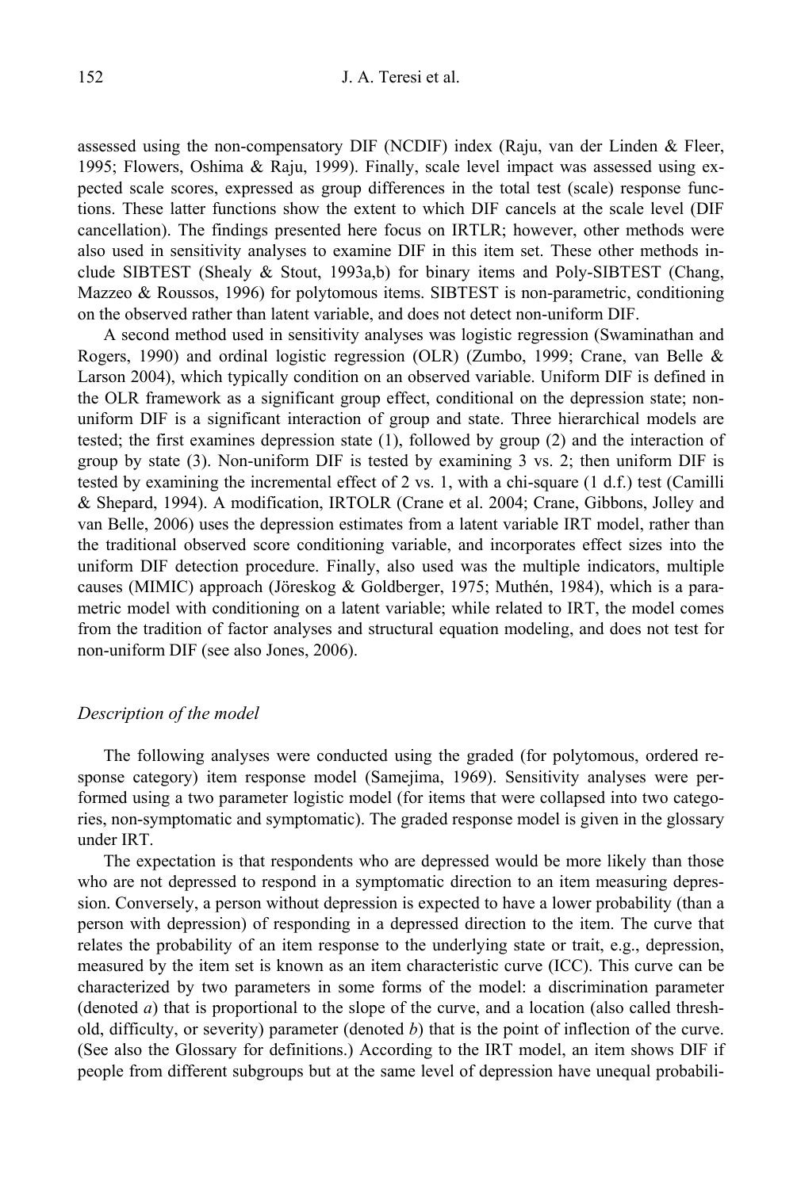assessed using the non-compensatory DIF (NCDIF) index (Raju, van der Linden & Fleer, 1995; Flowers, Oshima & Raju, 1999). Finally, scale level impact was assessed using expected scale scores, expressed as group differences in the total test (scale) response functions. These latter functions show the extent to which DIF cancels at the scale level (DIF cancellation). The findings presented here focus on IRTLR; however, other methods were also used in sensitivity analyses to examine DIF in this item set. These other methods include SIBTEST (Shealy & Stout, 1993a,b) for binary items and Poly-SIBTEST (Chang, Mazzeo & Roussos, 1996) for polytomous items. SIBTEST is non-parametric, conditioning on the observed rather than latent variable, and does not detect non-uniform DIF.

A second method used in sensitivity analyses was logistic regression (Swaminathan and Rogers, 1990) and ordinal logistic regression (OLR) (Zumbo, 1999; Crane, van Belle & Larson 2004), which typically condition on an observed variable. Uniform DIF is defined in the OLR framework as a significant group effect, conditional on the depression state; non-uniform DIF is a significant interaction of group and state. Three hierarchical models are tested; the first examines depression state (1), followed by group (2) and the interaction of group by state (3). Non-uniform DIF is tested by examining 3 vs. 2; then uniform DIF is tested by examining the incremental effect of 2 vs. 1, with a chi-square (1 d.f.) test (Camilli & Shepard, 1994). A modification, IRTOLR (Crane et al. 2004; Crane, Gibbons, Jolley and van Belle, 2006) uses the depression estimates from a latent variable IRT model, rather than the traditional observed score conditioning variable, and incorporates effect sizes into the uniform DIF detection procedure. Finally, also used was the multiple indicators, multiple causes (MIMIC) approach (Jöreskog & Goldberger, 1975; Muthén, 1984), which is a parametric model with conditioning on a latent variable; while related to IRT, the model comes from the tradition of factor analyses and structural equation modeling, and does not test for non-uniform DIF (see also Jones, 2006).

### *Description of the model*

The following analyses were conducted using the graded (for polytomous, ordered response category) item response model (Samejima, 1969). Sensitivity analyses were performed using a two parameter logistic model (for items that were collapsed into two categories, non-symptomatic and symptomatic). The graded response model is given in the glossary under IRT.

The expectation is that respondents who are depressed would be more likely than those who are not depressed to respond in a symptomatic direction to an item measuring depression. Conversely, a person without depression is expected to have a lower probability (than a person with depression) of responding in a depressed direction to the item. The curve that relates the probability of an item response to the underlying state or trait, e.g., depression, measured by the item set is known as an item characteristic curve (ICC). This curve can be characterized by two parameters in some forms of the model: a discrimination parameter (denoted $a$) that is proportional to the slope of the curve, and a location (also called threshold, difficulty, or severity) parameter (denoted $b$) that is the point of inflection of the curve. (See also the Glossary for definitions.) According to the IRT model, an item shows DIF if people from different subgroups but at the same level of depression have unequal probabili-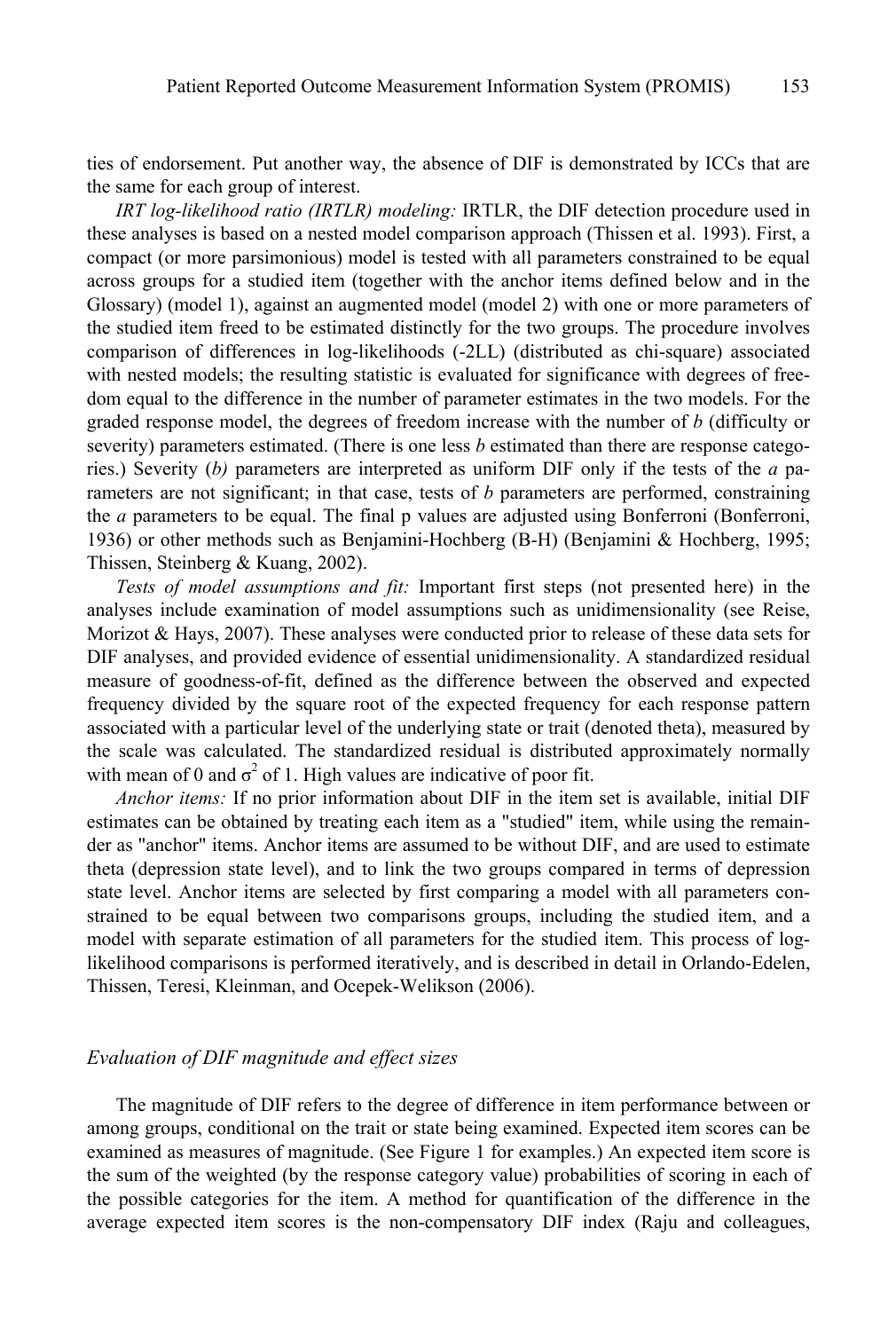ties of endorsement. Put another way, the absence of DIF is demonstrated by ICCs that are the same for each group of interest.

*IRT log-likelihood ratio (IRTLR) modeling:* IRTLR, the DIF detection procedure used in these analyses is based on a nested model comparison approach (Thissen et al. 1993). First, a compact (or more parsimonious) model is tested with all parameters constrained to be equal across groups for a studied item (together with the anchor items defined below and in the Glossary) (model 1), against an augmented model (model 2) with one or more parameters of the studied item freed to be estimated distinctly for the two groups. The procedure involves comparison of differences in log-likelihoods (-2LL) (distributed as chi-square) associated with nested models; the resulting statistic is evaluated for significance with degrees of freedom equal to the difference in the number of parameter estimates in the two models. For the graded response model, the degrees of freedom increase with the number of *b* (difficulty or severity) parameters estimated. (There is one less *b* estimated than there are response categories.) Severity (*b)* parameters are interpreted as uniform DIF only if the tests of the *a* parameters are not significant; in that case, tests of *b* parameters are performed, constraining the *a* parameters to be equal. The final p values are adjusted using Bonferroni (Bonferroni, 1936) or other methods such as Benjamini-Hochberg (B-H) (Benjamini & Hochberg, 1995; Thissen, Steinberg & Kuang, 2002).

*Tests of model assumptions and fit:* Important first steps (not presented here) in the analyses include examination of model assumptions such as unidimensionality (see Reise, Morizot & Hays, 2007). These analyses were conducted prior to release of these data sets for DIF analyses, and provided evidence of essential unidimensionality. A standardized residual measure of goodness-of-fit, defined as the difference between the observed and expected frequency divided by the square root of the expected frequency for each response pattern associated with a particular level of the underlying state or trait (denoted theta), measured by the scale was calculated. The standardized residual is distributed approximately normally with mean of 0 and $\sigma^2$ of 1. High values are indicative of poor fit.

*Anchor items:* If no prior information about DIF in the item set is available, initial DIF estimates can be obtained by treating each item as a "studied" item, while using the remainder as "anchor" items. Anchor items are assumed to be without DIF, and are used to estimate theta (depression state level), and to link the two groups compared in terms of depression state level. Anchor items are selected by first comparing a model with all parameters constrained to be equal between two comparisons groups, including the studied item, and a model with separate estimation of all parameters for the studied item. This process of log-likelihood comparisons is performed iteratively, and is described in detail in Orlando-Edelen, Thissen, Teresi, Kleinman, and Ocepek-Welikson (2006).

### *Evaluation of DIF magnitude and effect sizes*

The magnitude of DIF refers to the degree of difference in item performance between or among groups, conditional on the trait or state being examined. Expected item scores can be examined as measures of magnitude. (See Figure 1 for examples.) An expected item score is the sum of the weighted (by the response category value) probabilities of scoring in each of the possible categories for the item. A method for quantification of the difference in the average expected item scores is the non-compensatory DIF index (Raju and colleagues,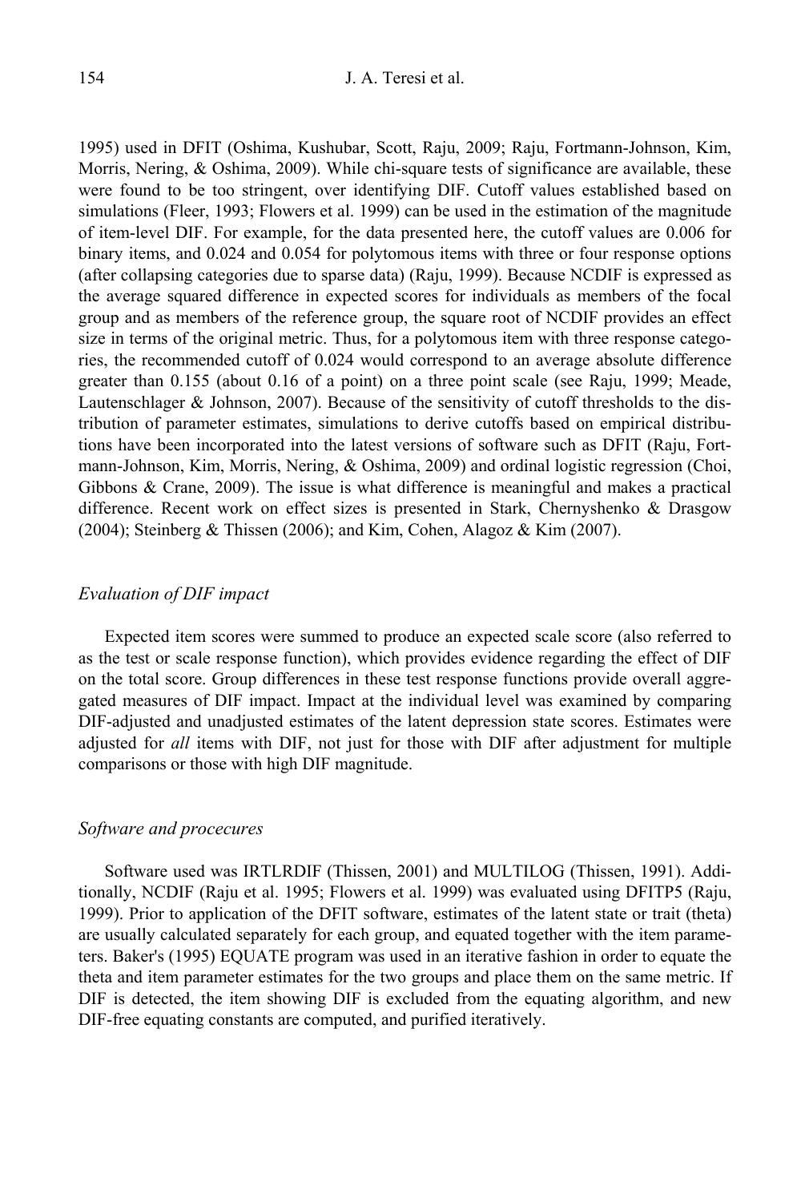1995) used in DFIT (Oshima, Kushubar, Scott, Raju, 2009; Raju, Fortmann-Johnson, Kim, Morris, Nering, & Oshima, 2009). While chi-square tests of significance are available, these were found to be too stringent, over identifying DIF. Cutoff values established based on simulations (Fleer, 1993; Flowers et al. 1999) can be used in the estimation of the magnitude of item-level DIF. For example, for the data presented here, the cutoff values are 0.006 for binary items, and 0.024 and 0.054 for polytomous items with three or four response options (after collapsing categories due to sparse data) (Raju, 1999). Because NCDIF is expressed as the average squared difference in expected scores for individuals as members of the focal group and as members of the reference group, the square root of NCDIF provides an effect size in terms of the original metric. Thus, for a polytomous item with three response categories, the recommended cutoff of 0.024 would correspond to an average absolute difference greater than 0.155 (about 0.16 of a point) on a three point scale (see Raju, 1999; Meade, Lautenschlager & Johnson, 2007). Because of the sensitivity of cutoff thresholds to the distribution of parameter estimates, simulations to derive cutoffs based on empirical distributions have been incorporated into the latest versions of software such as DFIT (Raju, Fortmann-Johnson, Kim, Morris, Nering, & Oshima, 2009) and ordinal logistic regression (Choi, Gibbons & Crane, 2009). The issue is what difference is meaningful and makes a practical difference. Recent work on effect sizes is presented in Stark, Chernyshenko & Drasgow (2004); Steinberg & Thissen (2006); and Kim, Cohen, Alagoz & Kim (2007).

### *Evaluation of DIF impact*

Expected item scores were summed to produce an expected scale score (also referred to as the test or scale response function), which provides evidence regarding the effect of DIF on the total score. Group differences in these test response functions provide overall aggregated measures of DIF impact. Impact at the individual level was examined by comparing DIF-adjusted and unadjusted estimates of the latent depression state scores. Estimates were adjusted for *all* items with DIF, not just for those with DIF after adjustment for multiple comparisons or those with high DIF magnitude.

### *Software and procecures*

Software used was IRTLRDIF (Thissen, 2001) and MULTILOG (Thissen, 1991). Additionally, NCDIF (Raju et al. 1995; Flowers et al. 1999) was evaluated using DFITP5 (Raju, 1999). Prior to application of the DFIT software, estimates of the latent state or trait (theta) are usually calculated separately for each group, and equated together with the item parameters. Baker's (1995) EQUATE program was used in an iterative fashion in order to equate the theta and item parameter estimates for the two groups and place them on the same metric. If DIF is detected, the item showing DIF is excluded from the equating algorithm, and new DIF-free equating constants are computed, and purified iteratively.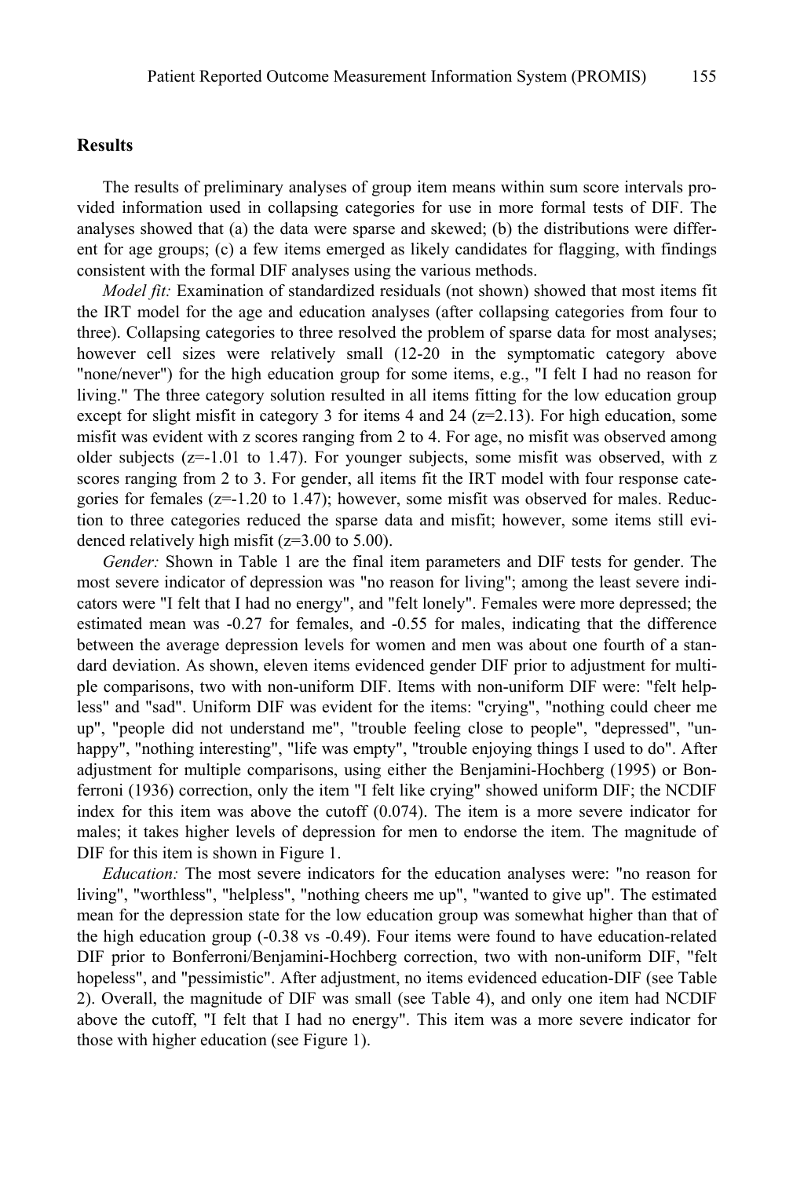## Results

The results of preliminary analyses of group item means within sum score intervals provided information used in collapsing categories for use in more formal tests of DIF. The analyses showed that (a) the data were sparse and skewed; (b) the distributions were different for age groups; (c) a few items emerged as likely candidates for flagging, with findings consistent with the formal DIF analyses using the various methods.

*Model fit:* Examination of standardized residuals (not shown) showed that most items fit the IRT model for the age and education analyses (after collapsing categories from four to three). Collapsing categories to three resolved the problem of sparse data for most analyses; however cell sizes were relatively small (12-20 in the symptomatic category above "none/never") for the high education group for some items, e.g., "I felt I had no reason for living." The three category solution resulted in all items fitting for the low education group except for slight misfit in category 3 for items 4 and 24 ($z$=2.13). For high education, some misfit was evident with z scores ranging from 2 to 4. For age, no misfit was observed among older subjects ($z$=-1.01 to 1.47). For younger subjects, some misfit was observed, with z scores ranging from 2 to 3. For gender, all items fit the IRT model with four response categories for females ($z$=-1.20 to 1.47); however, some misfit was observed for males. Reduction to three categories reduced the sparse data and misfit; however, some items still evidenced relatively high misfit ($z$=3.00 to 5.00).

*Gender:* Shown in Table 1 are the final item parameters and DIF tests for gender. The most severe indicator of depression was "no reason for living"; among the least severe indicators were "I felt that I had no energy", and "felt lonely". Females were more depressed; the estimated mean was -0.27 for females, and -0.55 for males, indicating that the difference between the average depression levels for women and men was about one fourth of a standard deviation. As shown, eleven items evidenced gender DIF prior to adjustment for multiple comparisons, two with non-uniform DIF. Items with non-uniform DIF were: "felt helpless" and "sad". Uniform DIF was evident for the items: "crying", "nothing could cheer me up", "people did not understand me", "trouble feeling close to people", "depressed", "unhappy", "nothing interesting", "life was empty", "trouble enjoying things I used to do". After adjustment for multiple comparisons, using either the Benjamini-Hochberg (1995) or Bonferroni (1936) correction, only the item "I felt like crying" showed uniform DIF; the NCDIF index for this item was above the cutoff (0.074). The item is a more severe indicator for males; it takes higher levels of depression for men to endorse the item. The magnitude of DIF for this item is shown in Figure 1.

*Education:* The most severe indicators for the education analyses were: "no reason for living", "worthless", "helpless", "nothing cheers me up", "wanted to give up". The estimated mean for the depression state for the low education group was somewhat higher than that of the high education group (-0.38 vs -0.49). Four items were found to have education-related DIF prior to Bonferroni/Benjamini-Hochberg correction, two with non-uniform DIF, "felt hopeless", and "pessimistic". After adjustment, no items evidenced education-DIF (see Table 2). Overall, the magnitude of DIF was small (see Table 4), and only one item had NCDIF above the cutoff, "I felt that I had no energy". This item was a more severe indicator for those with higher education (see Figure 1).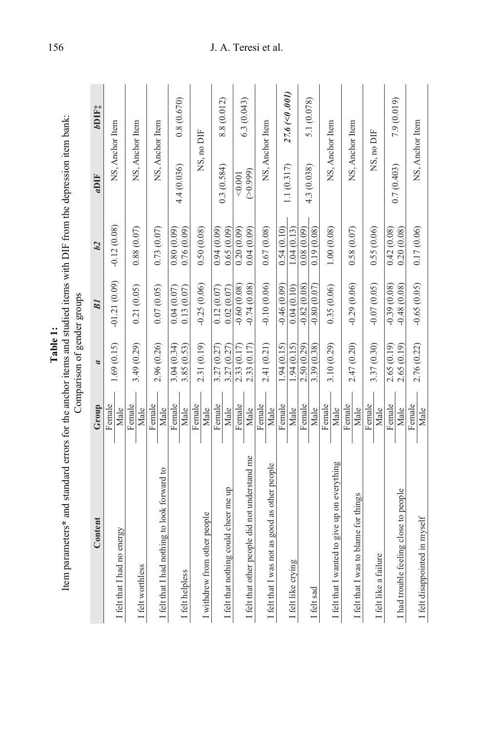**Table 1:**
Item parameters* and standard errors for the anchor items and studied items with DIF from the depression item bank: Comparison of gender groups

| Content | Group | *a* | *B1* | *b2* | *a*DIF | *b*DIF‡ |
|---|---|---|---|---|---|---|
| I felt that I had no energy | Female | 1.69 (0.15) | -01.21 (0.09) | -0.12 (0.08) | NS, Anchor Item | |
| | Male | | | | | |
| I felt worthless | Female | 3.49 (0.29) | 0.21 (0.05) | 0.88 (0.07) | NS, Anchor Item | |
| | Male | | | | | |
| I felt that I had nothing to look forward to | Female | 2.96 (0.26) | 0.07 (0.05) | 0.73 (0.07) | NS, Anchor Item | |
| | Male | | | | | |
| I felt helpless | Female | 3.04 (0.34) | 0.04 (0.07) | 0.80 (0.09) | 4.4 (0.036) | 0.8 (0.670) |
| | Male | 3.85 (0.53) | 0.13 (0.07) | 0.76 (0.09) | | |
| I withdrew from other people | Female | 2.31 (0.19) | -0.25 (0.06) | 0.50 (0.08) | NS, no DIF | |
| | Male | | | | | |
| I felt that nothing could cheer me up | Female | 3.27 (0.27) | 0.12 (0.07) | 0.94 (0.09) | 0.3 (0.584) | 8.8 (0.012) |
| | Male | 3.27 (0.27) | 0.02 (0.07) | 0.65 (0.09) | | |
| I felt that other people did not understand me | Female | 2.33 (0.17) | -0.60 (0.08) | 0.20 (0.09) | <0.001 (>0.999) | 6.3 (0.043) |
| | Male | 2.33 (0.17) | -0.74 (0.08) | 0.04 (0.09) | | |
| I felt that I was not as good as other people | Female | 2.41 (0.21) | -0.10 (0.06) | 0.67 (0.08) | NS, Anchor Item | |
| | Male | | | | | |
| I felt like crying | Female | 1.94 (0.15) | -0.46 (0.09) | 0.54 (0.10) | 1.1 (0.317) | ***27.6 (<0.001)*** |
| | Male | 1.94 (0.15) | 0.04 (0.10) | 1.04 (0.13) | | |
| I felt sad | Female | 2.50 (0.29) | -0.82 (0.08) | 0.08 (0.09) | 4.3 (0.038) | 5.1 (0.078) |
| | Male | 3.39 (0.38) | -0.80 (0.07) | 0.19 (0.08) | | |
| I felt that I wanted to give up on everything | Female | 3.10 (0.29) | 0.35 (0.06) | 1.00 (0.08) | NS, Anchor Item | |
| | Male | | | | | |
| I felt that I was to blame for things | Female | 2.47 (0.20) | -0.29 (0.06) | 0.58 (0.07) | NS, Anchor Item | |
| | Male | | | | | |
| I felt like a failure | Female | 3.37 (0.30) | -0.07 (0.05) | 0.55 (0.06) | NS, no DIF | |
| | Male | | | | | |
| I had trouble feeling close to people | Female | 2.65 (0.19) | -0.39 (0.08) | 0.42 (0.08) | 0.7 (0.403) | 7.9 (0.019) |
| | Male | 2.65 (0.19) | -0.48 (0.08) | 0.20 (0.08) | | |
| I felt disappointed in myself | Female | 2.76 (0.22) | -0.65 (0.05) | 0.17 (0.06) | NS, Anchor Item | |
| | Male | | | | | |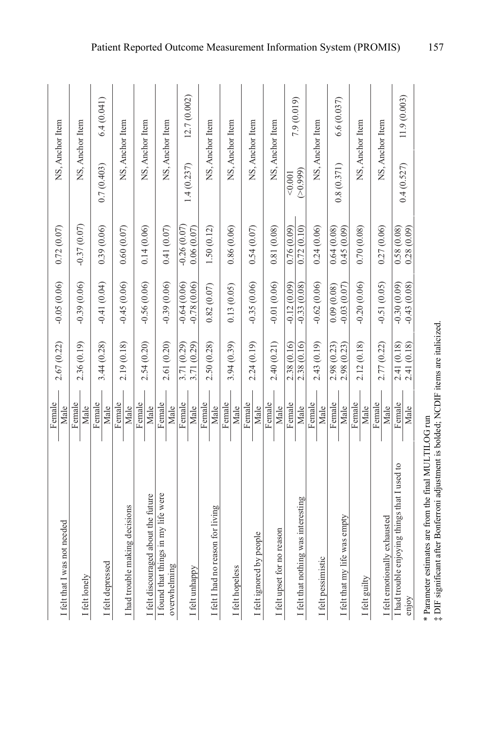| | | | | | | |
|---|---|---|---|---|---|---|
| I felt that I was not needed | Female | 2.67 (0.22) | -0.05 (0.06) | 0.72 (0.07) | NS, Anchor Item | |
| | Male | | | | | |
| I felt lonely | Female | 2.36 (0.19) | -0.39 (0.06) | -0.37 (0.07) | NS, Anchor Item | |
| | Male | | | | | |
| I felt depressed | Female | 3.44 (0.28) | -0.41 (0.04) | 0.39 (0.06) | 0.7 (0.403) | 6.4 (0.041) |
| | Male | | | | | |
| I had trouble making decisions | Female | 2.19 (0.18) | -0.45 (0.06) | 0.60 (0.07) | NS, Anchor Item | |
| | Male | | | | | |
| I felt discouraged about the future | Female | 2.54 (0.20) | -0.56 (0.06) | 0.14 (0.06) | NS, Anchor Item | |
| | Male | | | | | |
| I found that things in my life were overwhelming | Female | 2.61 (0.20) | -0.39 (0.06) | 0.41 (0.07) | NS, Anchor Item | |
| | Male | | | | | |
| I felt unhappy | Female | 3.71 (0.29) | -0.64 (0.06) | -0.26 (0.07) | 1.4 (0.237) | 12.7 (0.002) |
| | Male | 3.71 (0.29) | -0.78 (0.06) | 0.06 (0.07) | | |
| I felt I had no reason for living | Female | 2.50 (0.28) | 0.82 (0.07) | 1.50 (0.12) | NS, Anchor Item | |
| | Male | | | | | |
| I felt hopeless | Female | 3.94 (0.39) | 0.13 (0.05) | 0.86 (0.06) | NS, Anchor Item | |
| | Male | | | | | |
| I felt ignored by people | Female | 2.24 (0.19) | -0.35 (0.06) | 0.54 (0.07) | NS, Anchor Item | |
| | Male | | | | | |
| I felt upset for no reason | Female | 2.40 (0.21) | -0.01 (0.06) | 0.81 (0.08) | NS, Anchor Item | |
| | Male | | | | | |
| I felt that nothing was interesting | Female | 2.38 (0.16) | -0.12 (0.09) | 0.76 (0.09) | <0.001 (>0.999) | 7.9 (0.019) |
| | Male | 2.38 (0.16) | -0.33 (0.08) | 0.72 (0.10) | | |
| I felt pessimistic | Female | 2.43 (0.19) | -0.62 (0.06) | 0.24 (0.06) | NS, Anchor Item | |
| | Male | | | | | |
| I felt that my life was empty | Female | 2.98 (0.23) | 0.09 (0.08) | 0.64 (0.08) | 0.8 (0.371) | 6.6 (0.037) |
| | Male | 2.98 (0.23) | -0.03 (0.07) | 0.45 (0.09) | | |
| I felt guilty | Female | 2.12 (0.18) | -0.20 (0.06) | 0.70 (0.08) | NS, Anchor Item | |
| | Male | | | | | |
| I felt emotionally exhausted | Female | 2.77 (0.22) | -0.51 (0.05) | 0.27 (0.06) | NS, Anchor Item | |
| | Male | | | | | |
| I had trouble enjoying things that I used to enjoy | Female | 2.41 (0.18) | -0.30 (0.09) | 0.58 (0.08) | 0.4 (0.527) | 11.9 (0.003) |
| | Male | 2.41 (0.18) | -0.43 (0.08) | 0.28 (0.09) | | |

* Parameter estimates are from the final MULTILOG run

‡ DIF significant after Bonferroni adjustment is bolded; NCDIF items are italicized.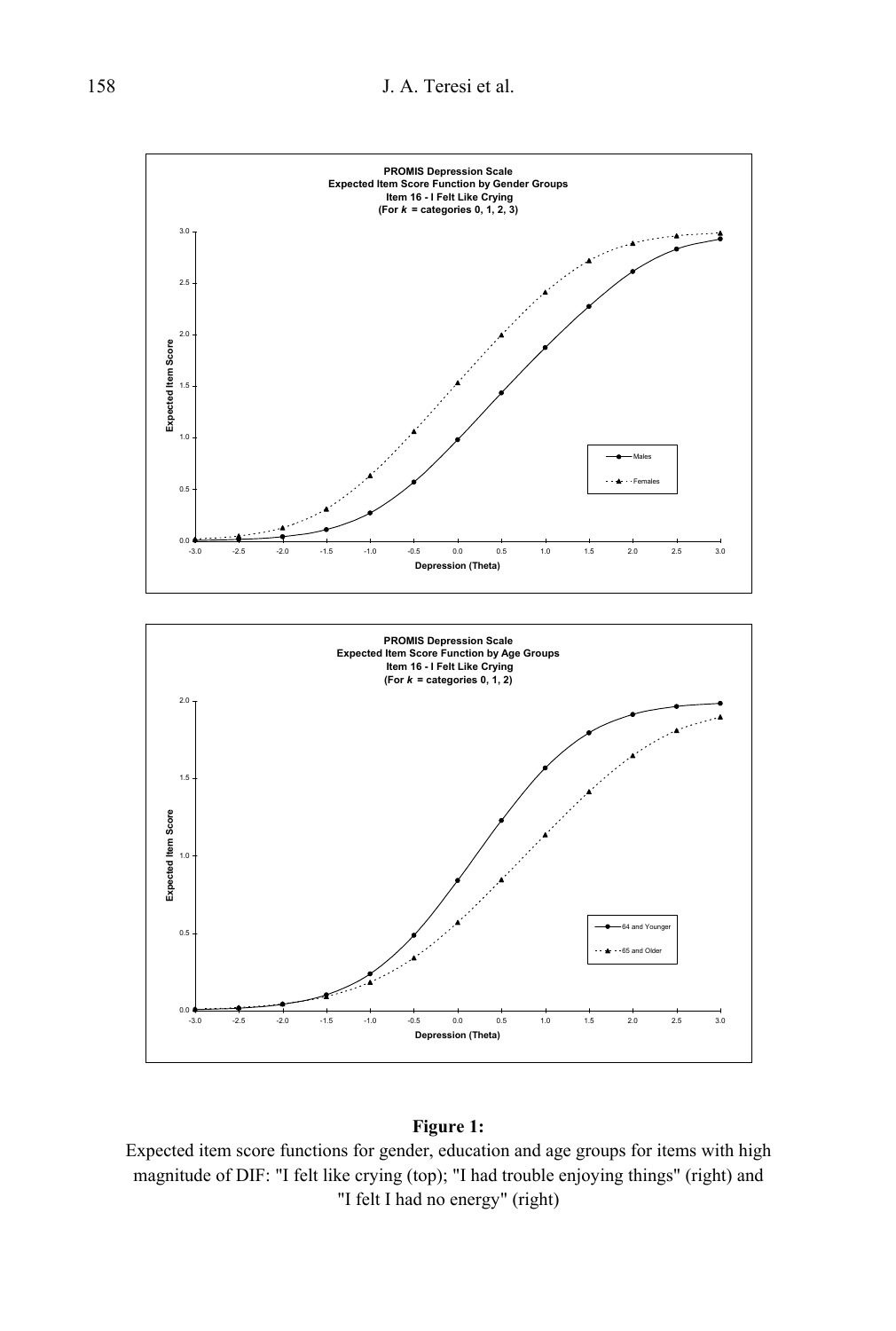**PROMIS Depression Scale**
**Expected Item Score Function by Gender Groups**
**Item 16 - I Felt Like Crying**
**(For *k* = categories 0, 1, 2, 3)**

**PROMIS Depression Scale**
**Expected Item Score Function by Age Groups**
**Item 16 - I Felt Like Crying**
**(For *k* = categories 0, 1, 2)**

**Figure 1:**

Expected item score functions for gender, education and age groups for items with high magnitude of DIF: "I felt like crying (top); "I had trouble enjoying things" (right) and "I felt I had no energy" (right)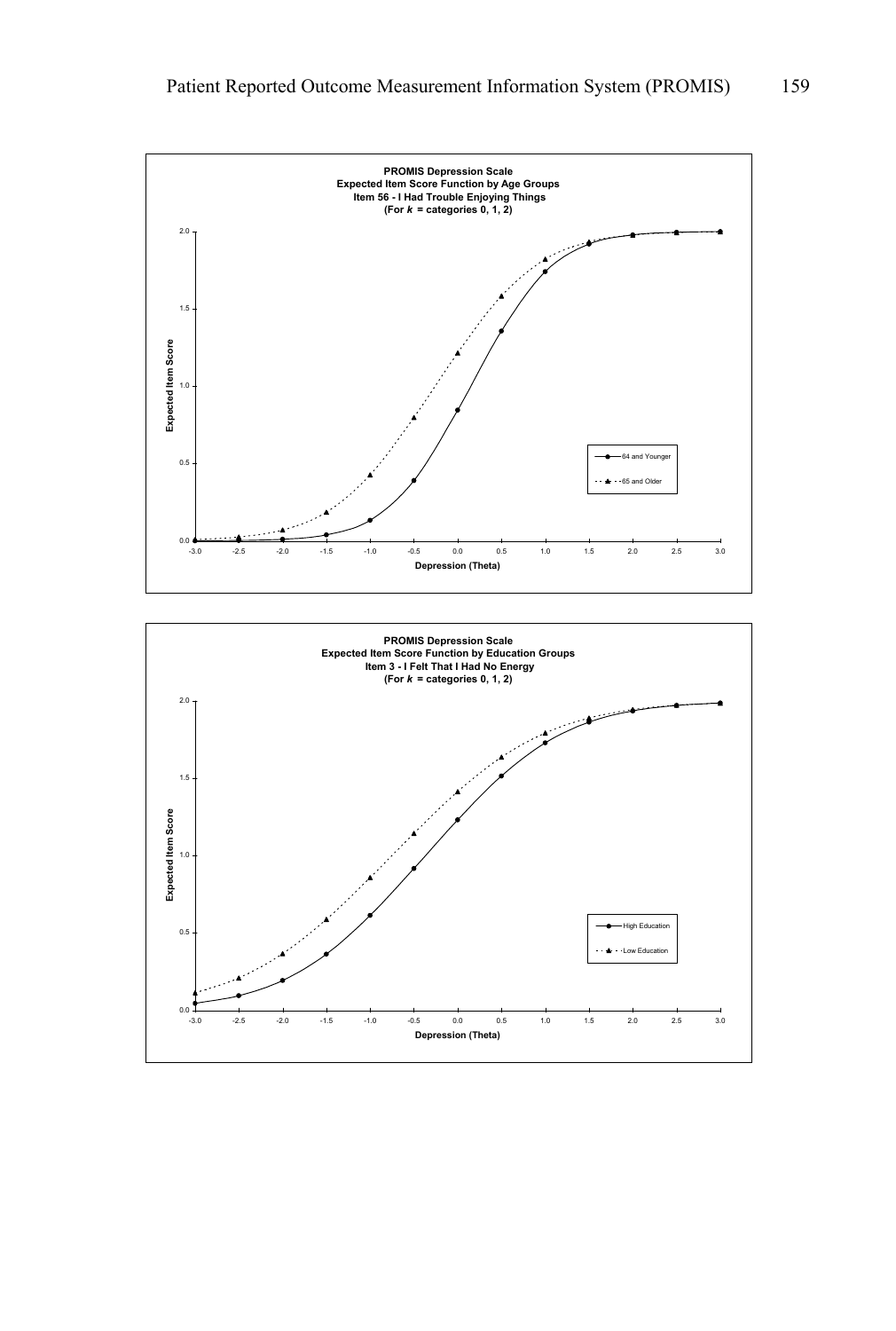**PROMIS Depression Scale**
**Expected Item Score Function by Age Groups**
**Item 56 - I Had Trouble Enjoying Things**
**(For *k* = categories 0, 1, 2)**

Expected Item Score (y-axis: 0.0, 0.5, 1.0, 1.5, 2.0)

Depression (Theta) (x-axis: -3.0 to 3.0)

Legend: 64 and Younger; 65 and Older

**PROMIS Depression Scale**
**Expected Item Score Function by Education Groups**
**Item 3 - I Felt That I Had No Energy**
**(For *k* = categories 0, 1, 2)**

Expected Item Score (y-axis: 0.0, 0.5, 1.0, 1.5, 2.0)

Depression (Theta) (x-axis: -3.0 to 3.0)

Legend: High Education; Low Education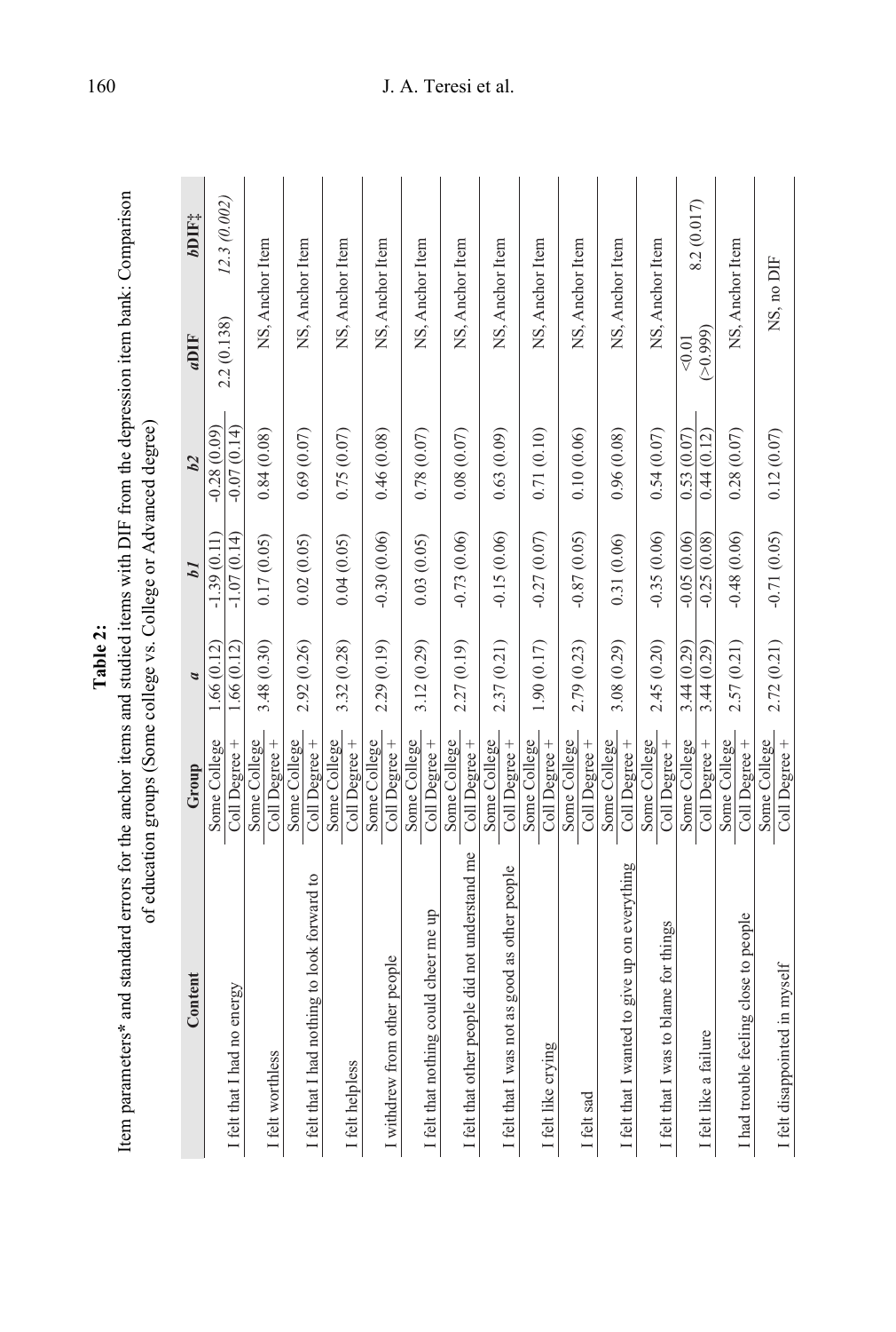**Table 2:**

Item parameters* and standard errors for the anchor items and studied items with DIF from the depression item bank: Comparison of education groups (Some college vs. College or Advanced degree)

| Content | Group | *a* | *b1* | *b2* | *a*DIF | *b*DIF‡ |
|---|---|---|---|---|---|---|
| I felt that I had no energy | Some College | 1.66 (0.12) | -1.39 (0.11) | -0.28 (0.09) | 2.2 (0.138) | *12.3 (0.002)* |
| | Coll Degree + | 1.66 (0.12) | -1.07 (0.14) | -0.07 (0.14) | | |
| I felt worthless | Some College / Coll Degree + | 3.48 (0.30) | 0.17 (0.05) | 0.84 (0.08) | NS, Anchor Item | |
| I felt that I had nothing to look forward to | Some College / Coll Degree + | 2.92 (0.26) | 0.02 (0.05) | 0.69 (0.07) | NS, Anchor Item | |
| I felt helpless | Some College / Coll Degree + | 3.32 (0.28) | 0.04 (0.05) | 0.75 (0.07) | NS, Anchor Item | |
| I withdrew from other people | Some College / Coll Degree + | 2.29 (0.19) | -0.30 (0.06) | 0.46 (0.08) | NS, Anchor Item | |
| I felt that nothing could cheer me up | Some College / Coll Degree + | 3.12 (0.29) | 0.03 (0.05) | 0.78 (0.07) | NS, Anchor Item | |
| I felt that other people did not understand me | Some College / Coll Degree + | 2.27 (0.19) | -0.73 (0.06) | 0.08 (0.07) | NS, Anchor Item | |
| I felt that I was not as good as other people | Some College / Coll Degree + | 2.37 (0.21) | -0.15 (0.06) | 0.63 (0.09) | NS, Anchor Item | |
| I felt like crying | Some College / Coll Degree + | 1.90 (0.17) | -0.27 (0.07) | 0.71 (0.10) | NS, Anchor Item | |
| I felt sad | Some College / Coll Degree + | 2.79 (0.23) | -0.87 (0.05) | 0.10 (0.06) | NS, Anchor Item | |
| I felt that I wanted to give up on everything | Some College / Coll Degree + | 3.08 (0.29) | 0.31 (0.06) | 0.96 (0.08) | NS, Anchor Item | |
| I felt that I was to blame for things | Some College / Coll Degree + | 2.45 (0.20) | -0.35 (0.06) | 0.54 (0.07) | NS, Anchor Item | |
| I felt like a failure | Some College | 3.44 (0.29) | -0.05 (0.06) | 0.53 (0.07) | <0.01 (>0.999) | 8.2 (0.017) |
| | Coll Degree + | 3.44 (0.29) | -0.25 (0.08) | 0.44 (0.12) | | |
| I had trouble feeling close to people | Some College / Coll Degree + | 2.57 (0.21) | -0.48 (0.06) | 0.28 (0.07) | NS, Anchor Item | |
| I felt disappointed in myself | Some College / Coll Degree + | 2.72 (0.21) | -0.71 (0.05) | 0.12 (0.07) | NS, no DIF | |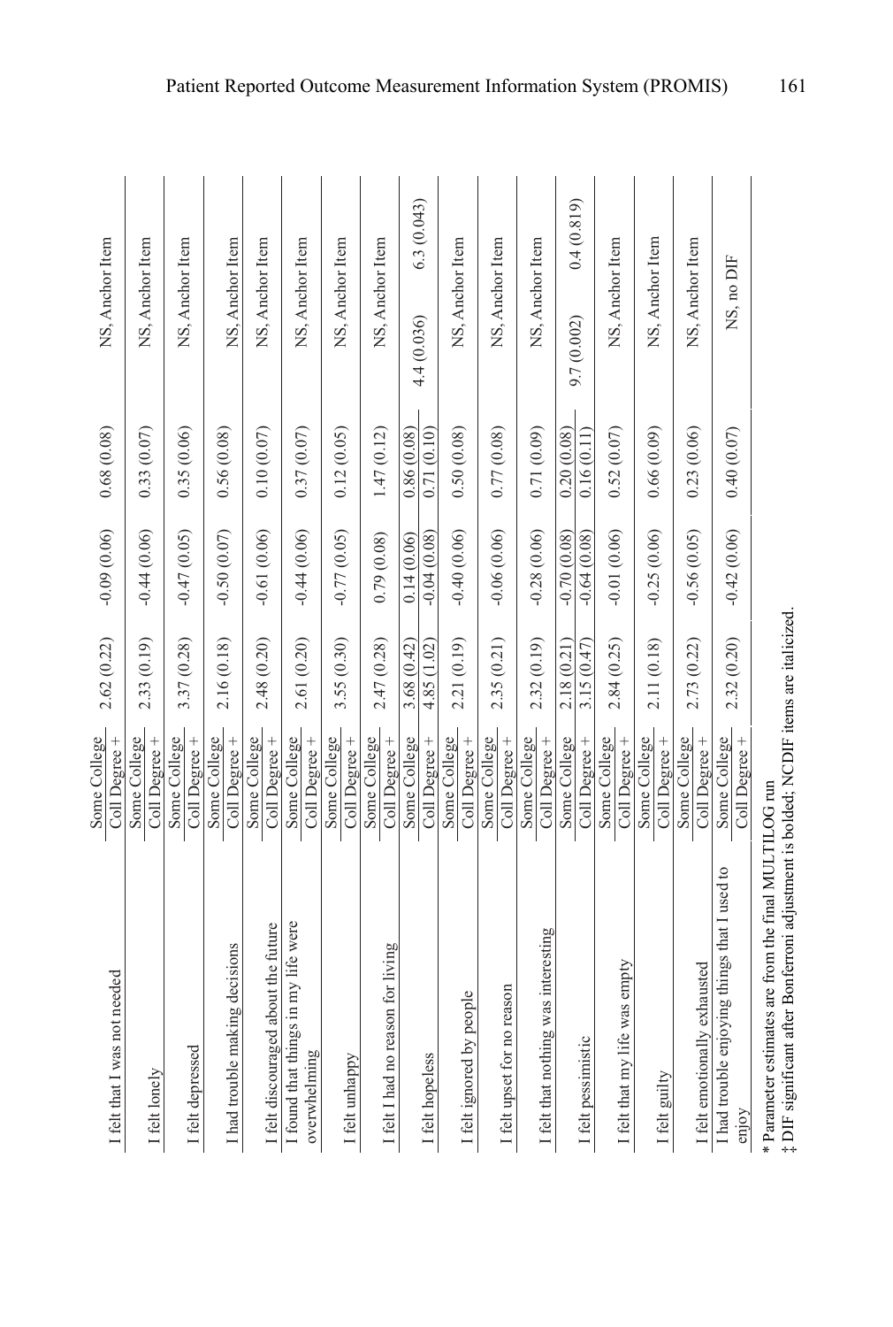| | | | | | |
|---|---|---|---|---|---|
| I felt that I was not needed | Some College / Coll Degree + | 2.62 (0.22) | -0.09 (0.06) | 0.68 (0.08) | NS, Anchor Item |
| I felt lonely | Some College / Coll Degree + | 2.33 (0.19) | -0.44 (0.06) | 0.33 (0.07) | NS, Anchor Item |
| I felt depressed | Some College / Coll Degree + | 3.37 (0.28) | -0.47 (0.05) | 0.35 (0.06) | NS, Anchor Item |
| I had trouble making decisions | Some College / Coll Degree + | 2.16 (0.18) | -0.50 (0.07) | 0.56 (0.08) | NS, Anchor Item |
| I felt discouraged about the future | Some College / Coll Degree + | 2.48 (0.20) | -0.61 (0.06) | 0.10 (0.07) | NS, Anchor Item |
| I found that things in my life were overwhelming | Some College / Coll Degree + | 2.61 (0.20) | -0.44 (0.06) | 0.37 (0.07) | NS, Anchor Item |
| I felt unhappy | Some College / Coll Degree + | 3.55 (0.30) | -0.77 (0.05) | 0.12 (0.05) | NS, Anchor Item |
| I felt I had no reason for living | Some College / Coll Degree + | 2.47 (0.28) | 0.79 (0.08) | 1.47 (0.12) | NS, Anchor Item |
| I felt hopeless | Some College | 3.68 (0.42) | 0.14 (0.06) | 0.86 (0.08) | 4.4 (0.036) 6.3 (0.043) |
| | Coll Degree + | 4.85 (1.02) | -0.04 (0.08) | 0.71 (0.10) | |
| I felt ignored by people | Some College / Coll Degree + | 2.21 (0.19) | -0.40 (0.06) | 0.50 (0.08) | NS, Anchor Item |
| I felt upset for no reason | Some College / Coll Degree + | 2.35 (0.21) | -0.06 (0.06) | 0.77 (0.08) | NS, Anchor Item |
| I felt that nothing was interesting | Some College / Coll Degree + | 2.32 (0.19) | -0.28 (0.06) | 0.71 (0.09) | NS, Anchor Item |
| I felt pessimistic | Some College | 2.18 (0.21) | -0.70 (0.08) | 0.20 (0.08) | 9.7 (0.002) 0.4 (0.819) |
| | Coll Degree + | 3.15 (0.47) | -0.64 (0.08) | 0.16 (0.11) | |
| I felt that my life was empty | Some College / Coll Degree + | 2.84 (0.25) | -0.01 (0.06) | 0.52 (0.07) | NS, Anchor Item |
| I felt guilty | Some College / Coll Degree + | 2.11 (0.18) | -0.25 (0.06) | 0.66 (0.09) | NS, Anchor Item |
| I felt emotionally exhausted | Some College / Coll Degree + | 2.73 (0.22) | -0.56 (0.05) | 0.23 (0.06) | NS, Anchor Item |
| I had trouble enjoying things that I used to enjoy | Some College / Coll Degree + | 2.32 (0.20) | -0.42 (0.06) | 0.40 (0.07) | NS, no DIF |

\* Parameter estimates are from the final MULTILOG run

‡ DIF significant after Bonferroni adjustment is bolded; NCDIF items are italicized.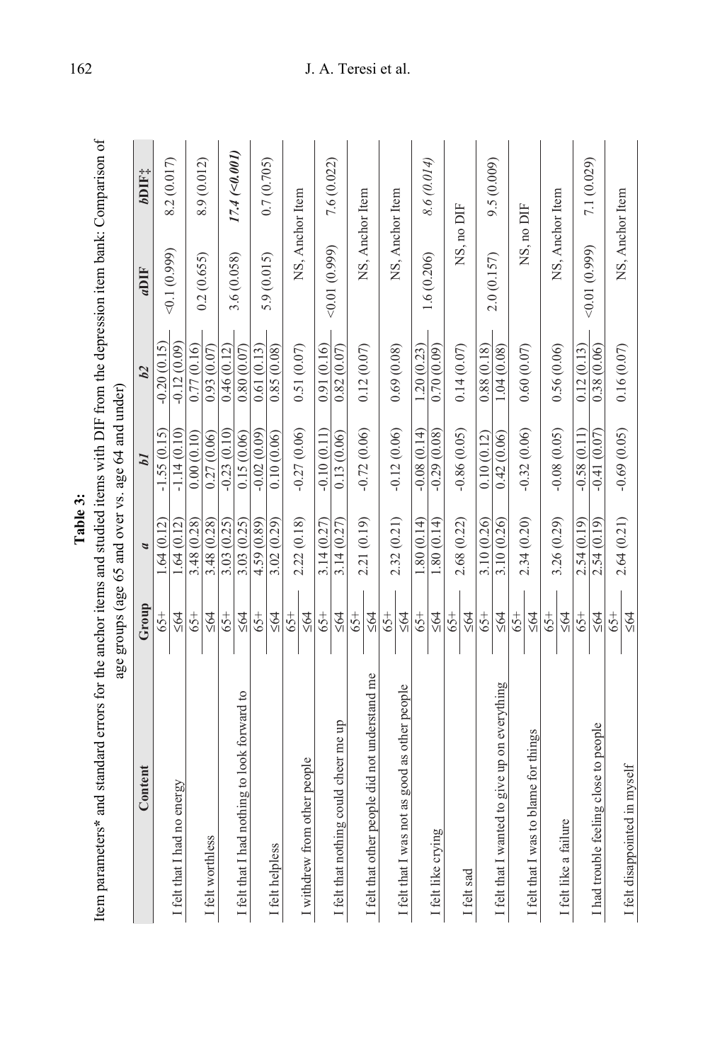**Table 3:**

Item parameters* and standard errors for the anchor items and studied items with DIF from the depression item bank: Comparison of age groups (age 65 and over vs. age 64 and under)

| Content | Group | *a* | *b1* | *b2* | *a*DIF | *b*DIF‡ |
|---|---|---|---|---|---|---|
| I felt that I had no energy | 65+ | 1.64 (0.12) | -1.55 (0.15) | -0.20 (0.15) | <0.1 (0.999) | 8.2 (0.017) |
| | ≤64 | 1.64 (0.12) | -1.14 (0.10) | -0.12 (0.09) | | |
| I felt worthless | 65+ | 3.48 (0.28) | 0.00 (0.10) | 0.77 (0.16) | 0.2 (0.655) | 8.9 (0.012) |
| | ≤64 | 3.48 (0.28) | 0.27 (0.06) | 0.93 (0.07) | | |
| I felt that I had nothing to look forward to | 65+ | 3.03 (0.25) | -0.23 (0.10) | 0.46 (0.12) | 3.6 (0.058) | ***17.4 (<0.001)*** |
| | ≤64 | 3.03 (0.25) | 0.15 (0.06) | 0.80 (0.07) | | |
| I felt helpless | 65+ | 4.59 (0.89) | -0.02 (0.09) | 0.61 (0.13) | 5.9 (0.015) | 0.7 (0.705) |
| | ≤64 | 3.02 (0.29) | 0.10 (0.06) | 0.85 (0.08) | | |
| I withdrew from other people | 65+ | 2.22 (0.18) | -0.27 (0.06) | 0.51 (0.07) | NS, Anchor Item | |
| | ≤64 | | | | | |
| I felt that nothing could cheer me up | 65+ | 3.14 (0.27) | -0.10 (0.11) | 0.91 (0.16) | <0.01 (0.999) | 7.6 (0.022) |
| | ≤64 | 3.14 (0.27) | 0.13 (0.06) | 0.82 (0.07) | | |
| I felt that other people did not understand me | 65+ | 2.21 (0.19) | -0.72 (0.06) | 0.12 (0.07) | NS, Anchor Item | |
| | ≤64 | | | | | |
| I felt that I was not as good as other people | 65+ | 2.32 (0.21) | -0.12 (0.06) | 0.69 (0.08) | NS, Anchor Item | |
| | ≤64 | | | | | |
| I felt like crying | 65+ | 1.80 (0.14) | -0.08 (0.14) | 1.20 (0.23) | 1.6 (0.206) | *8.6 (0.014)* |
| | ≤64 | 1.80 (0.14) | -0.29 (0.08) | 0.70 (0.09) | | |
| I felt sad | 65+ | 2.68 (0.22) | -0.86 (0.05) | 0.14 (0.07) | NS, no DIF | |
| | ≤64 | | | | | |
| I felt that I wanted to give up on everything | 65+ | 3.10 (0.26) | 0.10 (0.12) | 0.88 (0.18) | 2.0 (0.157) | 9.5 (0.009) |
| | ≤64 | 3.10 (0.26) | 0.42 (0.06) | 1.04 (0.08) | | |
| I felt that I was to blame for things | 65+ | 2.34 (0.20) | -0.32 (0.06) | 0.60 (0.07) | NS, no DIF | |
| | ≤64 | | | | | |
| I felt like a failure | 65+ | 3.26 (0.29) | -0.08 (0.05) | 0.56 (0.06) | NS, Anchor Item | |
| | ≤64 | | | | | |
| I had trouble feeling close to people | 65+ | 2.54 (0.19) | -0.58 (0.11) | 0.12 (0.13) | <0.01 (0.999) | 7.1 (0.029) |
| | ≤64 | 2.54 (0.19) | -0.41 (0.07) | 0.38 (0.06) | | |
| I felt disappointed in myself | 65+ | 2.64 (0.21) | -0.69 (0.05) | 0.16 (0.07) | NS, Anchor Item | |
| | ≤64 | | | | | |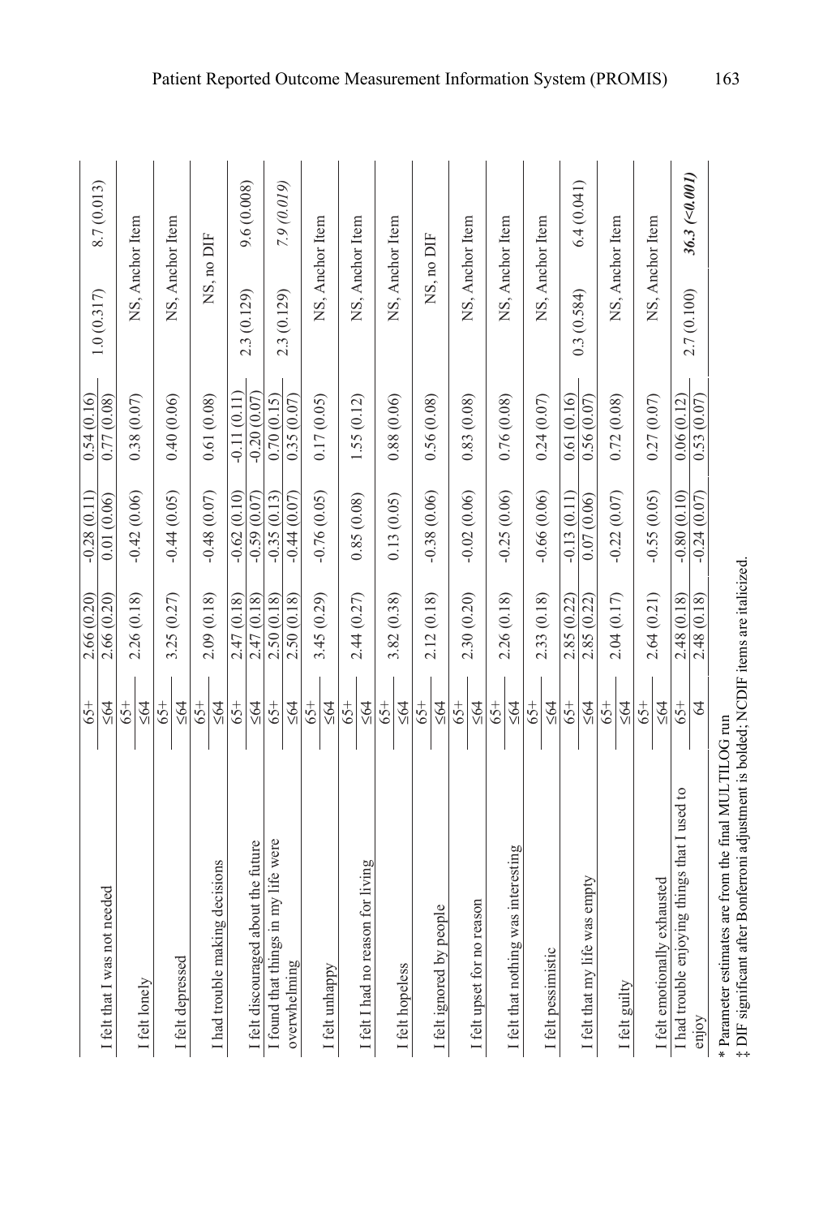| Item | Group | a | b1 | b2 | DIF statistic 1 | DIF statistic 2 |
|---|---|---|---|---|---|---|
| I felt that I was not needed | 65+ | 2.66 (0.20) | -0.28 (0.11) | 0.54 (0.16) | 1.0 (0.317) | 8.7 (0.013) |
| | ≤64 | 2.66 (0.20) | 0.01 (0.06) | 0.77 (0.08) | | |
| I felt lonely | 65+ | 2.26 (0.18) | -0.42 (0.06) | 0.38 (0.07) | NS, Anchor Item | |
| | ≤64 | | | | | |
| I felt depressed | 65+ | 3.25 (0.27) | -0.44 (0.05) | 0.40 (0.06) | NS, Anchor Item | |
| | ≤64 | | | | | |
| I had trouble making decisions | 65+ | 2.09 (0.18) | -0.48 (0.07) | 0.61 (0.08) | NS, no DIF | |
| | ≤64 | | | | | |
| I felt discouraged about the future | 65+ | 2.47 (0.18) | -0.62 (0.10) | -0.11 (0.11) | 2.3 (0.129) | 9.6 (0.008) |
| | ≤64 | 2.47 (0.18) | -0.59 (0.07) | -0.20 (0.07) | | |
| I found that things in my life were overwhelming | 65+ | 2.50 (0.18) | -0.35 (0.13) | 0.70 (0.15) | 2.3 (0.129) | *7.9 (0.019)* |
| | ≤64 | 2.50 (0.18) | -0.44 (0.07) | 0.35 (0.07) | | |
| I felt unhappy | 65+ | 3.45 (0.29) | -0.76 (0.05) | 0.17 (0.05) | NS, Anchor Item | |
| | ≤64 | | | | | |
| I felt I had no reason for living | 65+ | 2.44 (0.27) | 0.85 (0.08) | 1.55 (0.12) | NS, Anchor Item | |
| | ≤64 | | | | | |
| I felt hopeless | 65+ | 3.82 (0.38) | 0.13 (0.05) | 0.88 (0.06) | NS, Anchor Item | |
| | ≤64 | | | | | |
| I felt ignored by people | 65+ | 2.12 (0.18) | -0.38 (0.06) | 0.56 (0.08) | NS, no DIF | |
| | ≤64 | | | | | |
| I felt upset for no reason | 65+ | 2.30 (0.20) | -0.02 (0.06) | 0.83 (0.08) | NS, Anchor Item | |
| | ≤64 | | | | | |
| I felt that nothing was interesting | 65+ | 2.26 (0.18) | -0.25 (0.06) | 0.76 (0.08) | NS, Anchor Item | |
| | ≤64 | | | | | |
| I felt pessimistic | 65+ | 2.33 (0.18) | -0.66 (0.06) | 0.24 (0.07) | NS, Anchor Item | |
| | ≤64 | | | | | |
| I felt that my life was empty | 65+ | 2.85 (0.22) | -0.13 (0.11) | 0.61 (0.16) | 0.3 (0.584) | 6.4 (0.041) |
| | ≤64 | 2.85 (0.22) | 0.07 (0.06) | 0.56 (0.07) | | |
| I felt guilty | 65+ | 2.04 (0.17) | -0.22 (0.07) | 0.72 (0.08) | NS, Anchor Item | |
| | ≤64 | | | | | |
| I felt emotionally exhausted | 65+ | 2.64 (0.21) | -0.55 (0.05) | 0.27 (0.07) | NS, Anchor Item | |
| | ≤64 | | | | | |
| I had trouble enjoying things that I used to enjoy | 65+ | 2.48 (0.18) | -0.80 (0.10) | 0.06 (0.12) | 2.7 (0.100) | ***36.3 (<0.001)*** |
| | 64 | 2.48 (0.18) | -0.24 (0.07) | 0.53 (0.07) | | |

\* Parameter estimates are from the final MULTILOG run

‡ DIF significant after Bonferroni adjustment is bolded; NCDIF items are italicized.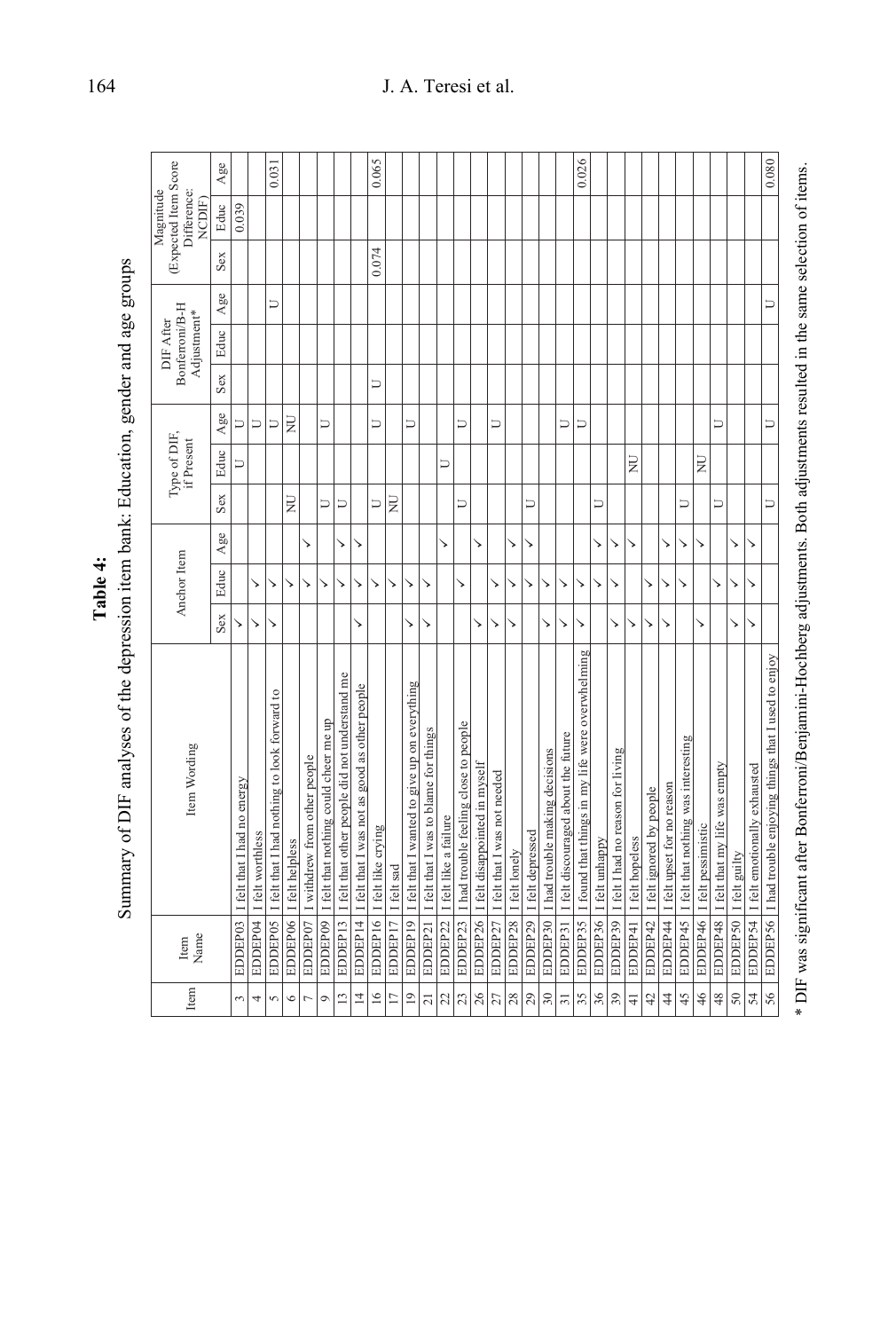**Table 4:**
Summary of DIF analyses of the depression item bank: Education, gender and age groups

| Item | Item Name | Item Wording | Anchor Item | | | Type of DIF, if Present | | | DIF After Bonferroni/B-H Adjustment* | | | Magnitude (Expected Item Score Difference: NCDIF) | | |
|---|---|---|---|---|---|---|---|---|---|---|---|---|---|---|
| | | | Sex | Educ | Age | Sex | Educ | Age | Sex | Educ | Age | Sex | Educ | Age |
| 3 | EDDEP03 | I felt that I had no energy | ✓ | | | | U | U | | | | | 0.039 | |
| 4 | EDDEP04 | I felt worthless | ✓ | ✓ | | | | U | | | | | | |
| 5 | EDDEP05 | I felt that I had nothing to look forward to | ✓ | ✓ | | | | U | | | U | | | 0.031 |
| 6 | EDDEP06 | I felt helpless | | ✓ | | NU | | NU | | | | | | |
| 7 | EDDEP07 | I withdrew from other people | | ✓ | ✓ | | | | | | | | | |
| 9 | EDDEP09 | I felt that nothing could cheer me up | | ✓ | | U | | U | | | | | | |
| 13 | EDDEP13 | I felt that other people did not understand me | | ✓ | ✓ | U | | | | | | | | |
| 14 | EDDEP14 | I felt that I was not as good as other people | ✓ | ✓ | ✓ | | | | | | | | | 0.065 |
| 16 | EDDEP16 | I felt like crying | | ✓ | | U | | U | U | | | 0.074 | | |
| 17 | EDDEP17 | I felt sad | | ✓ | | NU | | | | | | | | |
| 19 | EDDEP19 | I felt that I wanted to give up on everything | ✓ | ✓ | | | | U | | | | | | |
| 21 | EDDEP21 | I felt that I was to blame for things | ✓ | ✓ | | | | | | | | | | |
| 22 | EDDEP22 | I felt like a failure | | | ✓ | | U | | | | | | | |
| 23 | EDDEP23 | I had trouble feeling close to people | | ✓ | | U | | U | | | | | | |
| 26 | EDDEP26 | I felt disappointed in myself | ✓ | | ✓ | | | | | | | | | |
| 27 | EDDEP27 | I felt that I was not needed | ✓ | ✓ | | | | U | | | | | | |
| 28 | EDDEP28 | I felt lonely | ✓ | ✓ | ✓ | | | | | | | | | |
| 29 | EDDEP29 | I felt depressed | | ✓ | ✓ | U | | | | | | | | |
| 30 | EDDEP30 | I had trouble making decisions | ✓ | ✓ | | | | | | | | | | |
| 31 | EDDEP31 | I felt discouraged about the future | ✓ | ✓ | | | | U | | | | | | |
| 35 | EDDEP35 | I found that things in my life were overwhelming | ✓ | ✓ | | | | U | | | | | | 0.026 |
| 36 | EDDEP36 | I felt unhappy | | ✓ | ✓ | U | | | | | | | | |
| 39 | EDDEP39 | I felt I had no reason for living | ✓ | ✓ | ✓ | | | | | | | | | |
| 41 | EDDEP41 | I felt hopeless | ✓ | | ✓ | | NU | | | | | | | |
| 42 | EDDEP42 | I felt ignored by people | ✓ | ✓ | | | | | | | | | | |
| 44 | EDDEP44 | I felt upset for no reason | ✓ | ✓ | ✓ | | | | | | | | | |
| 45 | EDDEP45 | I felt that nothing was interesting | | ✓ | ✓ | U | | | | | | | | |
| 46 | EDDEP46 | I felt pessimistic | ✓ | | ✓ | | NU | | | | | | | |
| 48 | EDDEP48 | I felt that my life was empty | | ✓ | | U | | U | | | | | | |
| 50 | EDDEP50 | I felt guilty | ✓ | ✓ | ✓ | | | | | | | | | |
| 54 | EDDEP54 | I felt emotionally exhausted | ✓ | ✓ | ✓ | | | | | | | | | |
| 56 | EDDEP56 | I had trouble enjoying things that I used to enjoy | | | | U | | U | | | U | | | 0.080 |

* DIF was significant after Bonferroni/Benjamini-Hochberg adjustments. Both adjustments resulted in the same selection of items.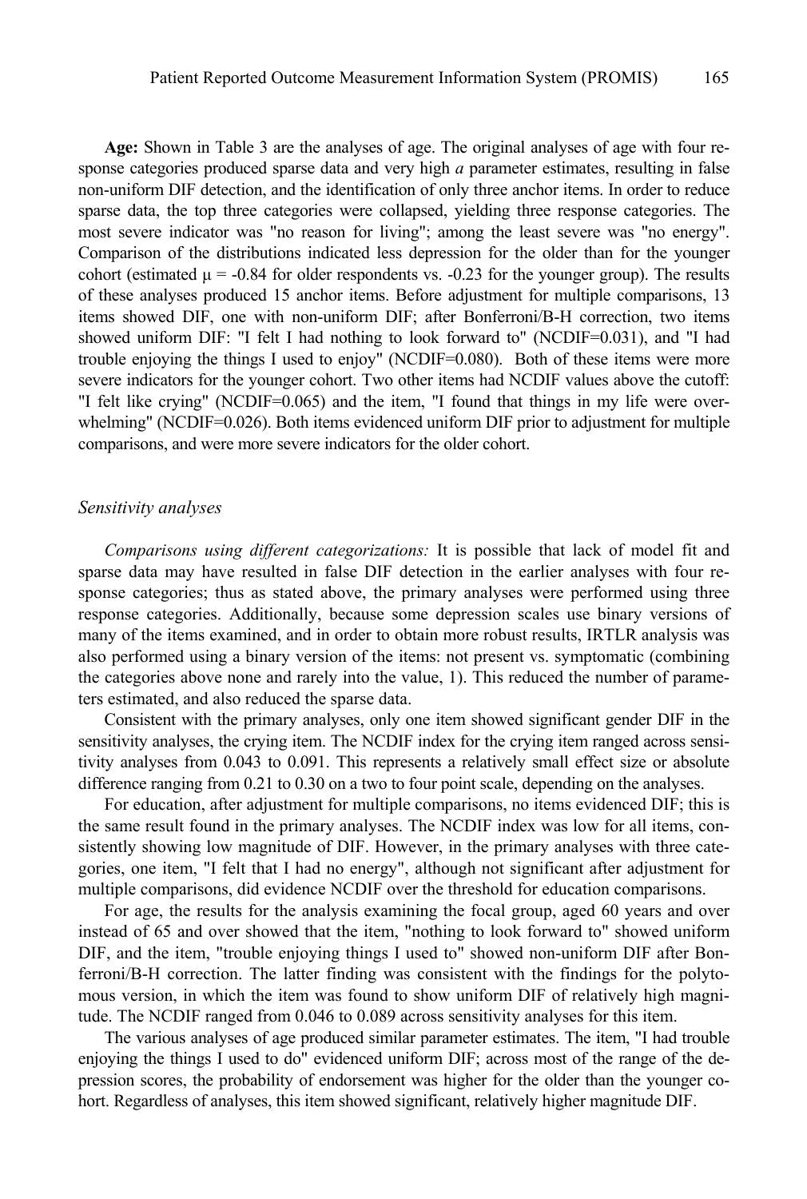**Age:** Shown in Table 3 are the analyses of age. The original analyses of age with four response categories produced sparse data and very high *a* parameter estimates, resulting in false non-uniform DIF detection, and the identification of only three anchor items. In order to reduce sparse data, the top three categories were collapsed, yielding three response categories. The most severe indicator was "no reason for living"; among the least severe was "no energy". Comparison of the distributions indicated less depression for the older than for the younger cohort (estimated $\mu = -0.84$ for older respondents vs. -0.23 for the younger group). The results of these analyses produced 15 anchor items. Before adjustment for multiple comparisons, 13 items showed DIF, one with non-uniform DIF; after Bonferroni/B-H correction, two items showed uniform DIF: "I felt I had nothing to look forward to" (NCDIF=0.031), and "I had trouble enjoying the things I used to enjoy" (NCDIF=0.080). Both of these items were more severe indicators for the younger cohort. Two other items had NCDIF values above the cutoff: "I felt like crying" (NCDIF=0.065) and the item, "I found that things in my life were overwhelming" (NCDIF=0.026). Both items evidenced uniform DIF prior to adjustment for multiple comparisons, and were more severe indicators for the older cohort.

## *Sensitivity analyses*

*Comparisons using different categorizations:* It is possible that lack of model fit and sparse data may have resulted in false DIF detection in the earlier analyses with four response categories; thus as stated above, the primary analyses were performed using three response categories. Additionally, because some depression scales use binary versions of many of the items examined, and in order to obtain more robust results, IRTLR analysis was also performed using a binary version of the items: not present vs. symptomatic (combining the categories above none and rarely into the value, 1). This reduced the number of parameters estimated, and also reduced the sparse data.

Consistent with the primary analyses, only one item showed significant gender DIF in the sensitivity analyses, the crying item. The NCDIF index for the crying item ranged across sensitivity analyses from 0.043 to 0.091. This represents a relatively small effect size or absolute difference ranging from 0.21 to 0.30 on a two to four point scale, depending on the analyses.

For education, after adjustment for multiple comparisons, no items evidenced DIF; this is the same result found in the primary analyses. The NCDIF index was low for all items, consistently showing low magnitude of DIF. However, in the primary analyses with three categories, one item, "I felt that I had no energy", although not significant after adjustment for multiple comparisons, did evidence NCDIF over the threshold for education comparisons.

For age, the results for the analysis examining the focal group, aged 60 years and over instead of 65 and over showed that the item, "nothing to look forward to" showed uniform DIF, and the item, "trouble enjoying things I used to" showed non-uniform DIF after Bonferroni/B-H correction. The latter finding was consistent with the findings for the polytomous version, in which the item was found to show uniform DIF of relatively high magnitude. The NCDIF ranged from 0.046 to 0.089 across sensitivity analyses for this item.

The various analyses of age produced similar parameter estimates. The item, "I had trouble enjoying the things I used to do" evidenced uniform DIF; across most of the range of the depression scores, the probability of endorsement was higher for the older than the younger cohort. Regardless of analyses, this item showed significant, relatively higher magnitude DIF.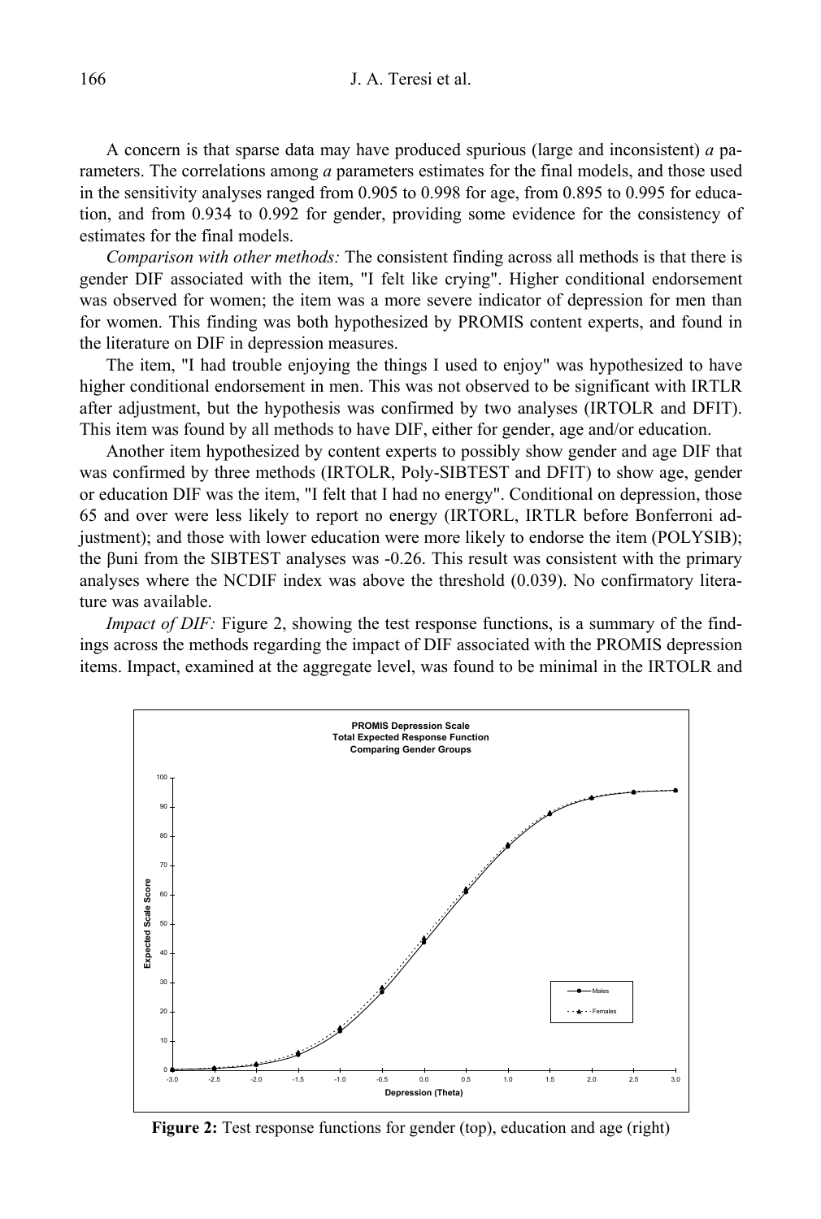A concern is that sparse data may have produced spurious (large and inconsistent) *a* parameters. The correlations among *a* parameters estimates for the final models, and those used in the sensitivity analyses ranged from 0.905 to 0.998 for age, from 0.895 to 0.995 for education, and from 0.934 to 0.992 for gender, providing some evidence for the consistency of estimates for the final models.

*Comparison with other methods:* The consistent finding across all methods is that there is gender DIF associated with the item, "I felt like crying". Higher conditional endorsement was observed for women; the item was a more severe indicator of depression for men than for women. This finding was both hypothesized by PROMIS content experts, and found in the literature on DIF in depression measures.

The item, "I had trouble enjoying the things I used to enjoy" was hypothesized to have higher conditional endorsement in men. This was not observed to be significant with IRTLR after adjustment, but the hypothesis was confirmed by two analyses (IRTOLR and DFIT). This item was found by all methods to have DIF, either for gender, age and/or education.

Another item hypothesized by content experts to possibly show gender and age DIF that was confirmed by three methods (IRTOLR, Poly-SIBTEST and DFIT) to show age, gender or education DIF was the item, "I felt that I had no energy". Conditional on depression, those 65 and over were less likely to report no energy (IRTORL, IRTLR before Bonferroni adjustment); and those with lower education were more likely to endorse the item (POLYSIB); the $\beta$uni from the SIBTEST analyses was -0.26. This result was consistent with the primary analyses where the NCDIF index was above the threshold (0.039). No confirmatory literature was available.

*Impact of DIF:* Figure 2, showing the test response functions, is a summary of the findings across the methods regarding the impact of DIF associated with the PROMIS depression items. Impact, examined at the aggregate level, was found to be minimal in the IRTOLR and

**Figure 2:** Test response functions for gender (top), education and age (right)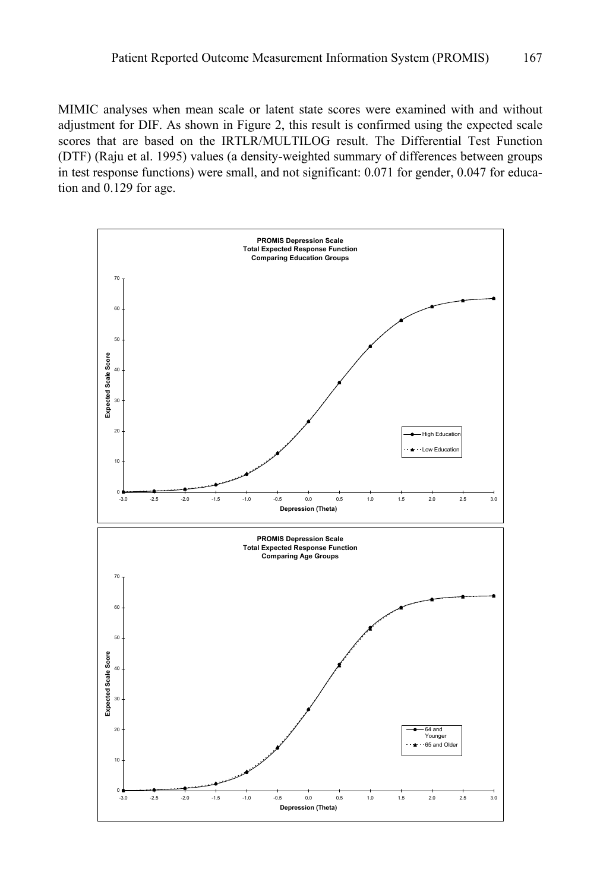MIMIC analyses when mean scale or latent state scores were examined with and without adjustment for DIF. As shown in Figure 2, this result is confirmed using the expected scale scores that are based on the IRTLR/MULTILOG result. The Differential Test Function (DTF) (Raju et al. 1995) values (a density-weighted summary of differences between groups in test response functions) were small, and not significant: 0.071 for gender, 0.047 for education and 0.129 for age.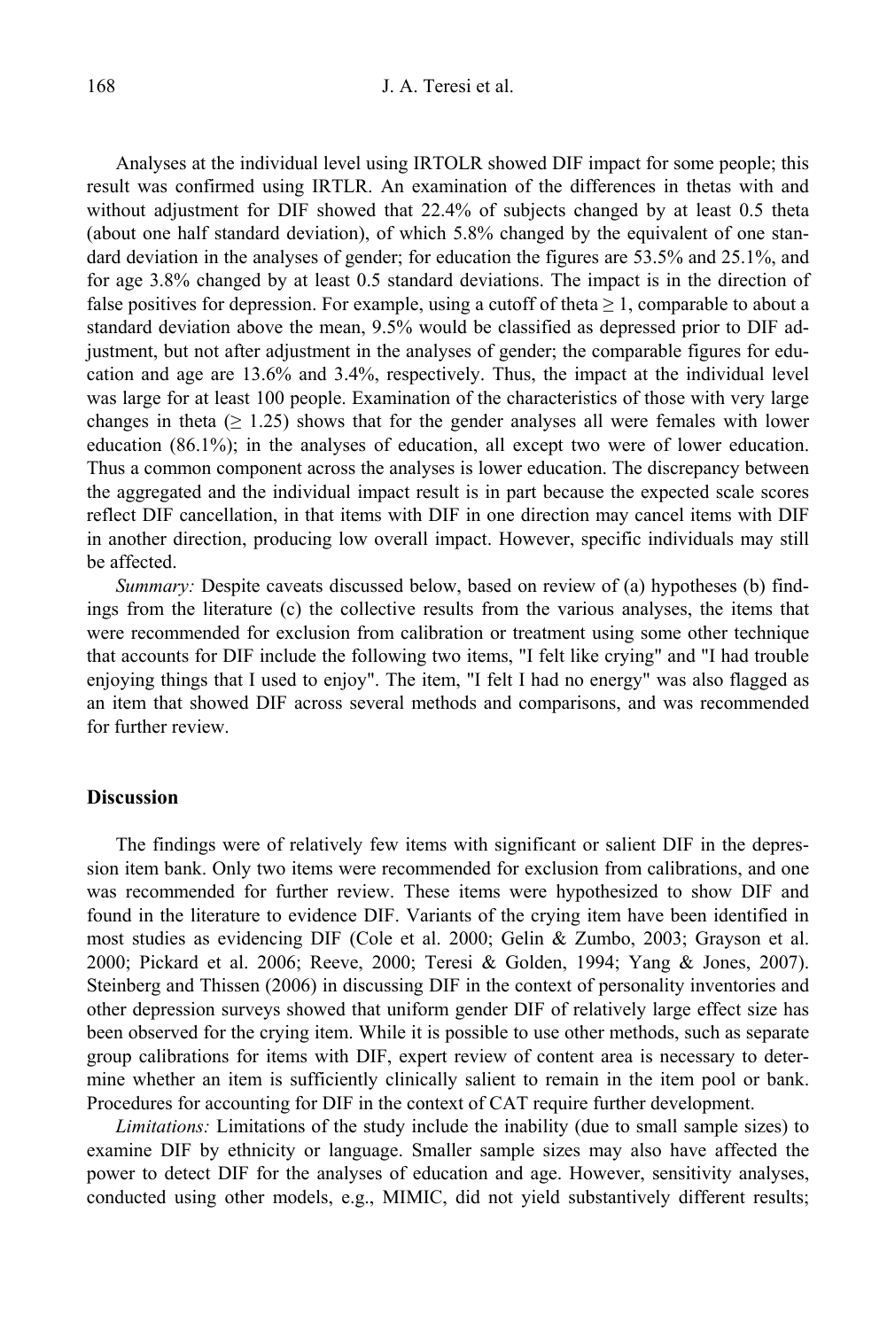Analyses at the individual level using IRTOLR showed DIF impact for some people; this result was confirmed using IRTLR. An examination of the differences in thetas with and without adjustment for DIF showed that 22.4% of subjects changed by at least 0.5 theta (about one half standard deviation), of which 5.8% changed by the equivalent of one standard deviation in the analyses of gender; for education the figures are 53.5% and 25.1%, and for age 3.8% changed by at least 0.5 standard deviations. The impact is in the direction of false positives for depression. For example, using a cutoff of theta ≥ 1, comparable to about a standard deviation above the mean, 9.5% would be classified as depressed prior to DIF adjustment, but not after adjustment in the analyses of gender; the comparable figures for education and age are 13.6% and 3.4%, respectively. Thus, the impact at the individual level was large for at least 100 people. Examination of the characteristics of those with very large changes in theta (≥ 1.25) shows that for the gender analyses all were females with lower education (86.1%); in the analyses of education, all except two were of lower education. Thus a common component across the analyses is lower education. The discrepancy between the aggregated and the individual impact result is in part because the expected scale scores reflect DIF cancellation, in that items with DIF in one direction may cancel items with DIF in another direction, producing low overall impact. However, specific individuals may still be affected.

*Summary:* Despite caveats discussed below, based on review of (a) hypotheses (b) findings from the literature (c) the collective results from the various analyses, the items that were recommended for exclusion from calibration or treatment using some other technique that accounts for DIF include the following two items, "I felt like crying" and "I had trouble enjoying things that I used to enjoy". The item, "I felt I had no energy" was also flagged as an item that showed DIF across several methods and comparisons, and was recommended for further review.

## Discussion

The findings were of relatively few items with significant or salient DIF in the depression item bank. Only two items were recommended for exclusion from calibrations, and one was recommended for further review. These items were hypothesized to show DIF and found in the literature to evidence DIF. Variants of the crying item have been identified in most studies as evidencing DIF (Cole et al. 2000; Gelin & Zumbo, 2003; Grayson et al. 2000; Pickard et al. 2006; Reeve, 2000; Teresi & Golden, 1994; Yang & Jones, 2007). Steinberg and Thissen (2006) in discussing DIF in the context of personality inventories and other depression surveys showed that uniform gender DIF of relatively large effect size has been observed for the crying item. While it is possible to use other methods, such as separate group calibrations for items with DIF, expert review of content area is necessary to determine whether an item is sufficiently clinically salient to remain in the item pool or bank. Procedures for accounting for DIF in the context of CAT require further development.

*Limitations:* Limitations of the study include the inability (due to small sample sizes) to examine DIF by ethnicity or language. Smaller sample sizes may also have affected the power to detect DIF for the analyses of education and age. However, sensitivity analyses, conducted using other models, e.g., MIMIC, did not yield substantively different results;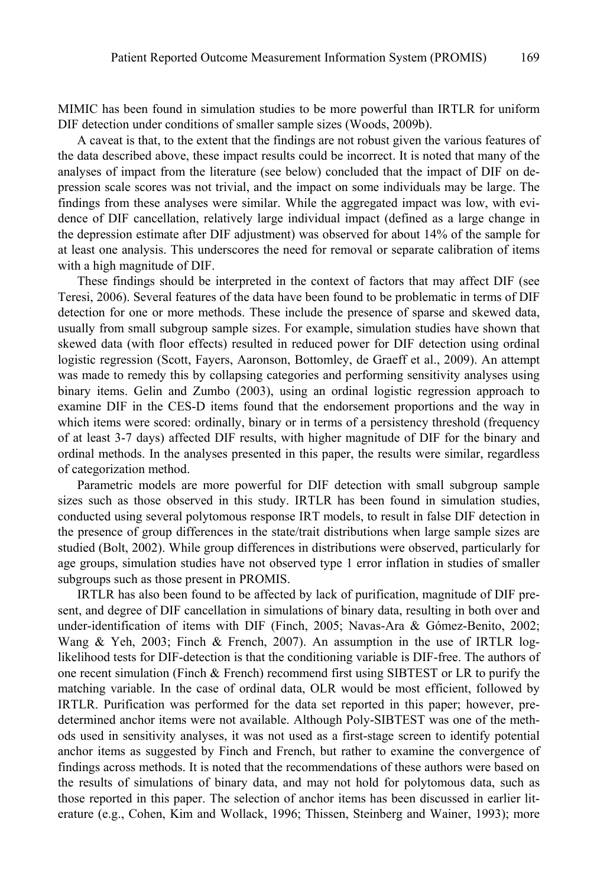MIMIC has been found in simulation studies to be more powerful than IRTLR for uniform DIF detection under conditions of smaller sample sizes (Woods, 2009b).

A caveat is that, to the extent that the findings are not robust given the various features of the data described above, these impact results could be incorrect. It is noted that many of the analyses of impact from the literature (see below) concluded that the impact of DIF on depression scale scores was not trivial, and the impact on some individuals may be large. The findings from these analyses were similar. While the aggregated impact was low, with evidence of DIF cancellation, relatively large individual impact (defined as a large change in the depression estimate after DIF adjustment) was observed for about 14% of the sample for at least one analysis. This underscores the need for removal or separate calibration of items with a high magnitude of DIF.

These findings should be interpreted in the context of factors that may affect DIF (see Teresi, 2006). Several features of the data have been found to be problematic in terms of DIF detection for one or more methods. These include the presence of sparse and skewed data, usually from small subgroup sample sizes. For example, simulation studies have shown that skewed data (with floor effects) resulted in reduced power for DIF detection using ordinal logistic regression (Scott, Fayers, Aaronson, Bottomley, de Graeff et al., 2009). An attempt was made to remedy this by collapsing categories and performing sensitivity analyses using binary items. Gelin and Zumbo (2003), using an ordinal logistic regression approach to examine DIF in the CES-D items found that the endorsement proportions and the way in which items were scored: ordinally, binary or in terms of a persistency threshold (frequency of at least 3-7 days) affected DIF results, with higher magnitude of DIF for the binary and ordinal methods. In the analyses presented in this paper, the results were similar, regardless of categorization method.

Parametric models are more powerful for DIF detection with small subgroup sample sizes such as those observed in this study. IRTLR has been found in simulation studies, conducted using several polytomous response IRT models, to result in false DIF detection in the presence of group differences in the state/trait distributions when large sample sizes are studied (Bolt, 2002). While group differences in distributions were observed, particularly for age groups, simulation studies have not observed type 1 error inflation in studies of smaller subgroups such as those present in PROMIS.

IRTLR has also been found to be affected by lack of purification, magnitude of DIF present, and degree of DIF cancellation in simulations of binary data, resulting in both over and under-identification of items with DIF (Finch, 2005; Navas-Ara & Gómez-Benito, 2002; Wang & Yeh, 2003; Finch & French, 2007). An assumption in the use of IRTLR log-likelihood tests for DIF-detection is that the conditioning variable is DIF-free. The authors of one recent simulation (Finch & French) recommend first using SIBTEST or LR to purify the matching variable. In the case of ordinal data, OLR would be most efficient, followed by IRTLR. Purification was performed for the data set reported in this paper; however, predetermined anchor items were not available. Although Poly-SIBTEST was one of the methods used in sensitivity analyses, it was not used as a first-stage screen to identify potential anchor items as suggested by Finch and French, but rather to examine the convergence of findings across methods. It is noted that the recommendations of these authors were based on the results of simulations of binary data, and may not hold for polytomous data, such as those reported in this paper. The selection of anchor items has been discussed in earlier literature (e.g., Cohen, Kim and Wollack, 1996; Thissen, Steinberg and Wainer, 1993); more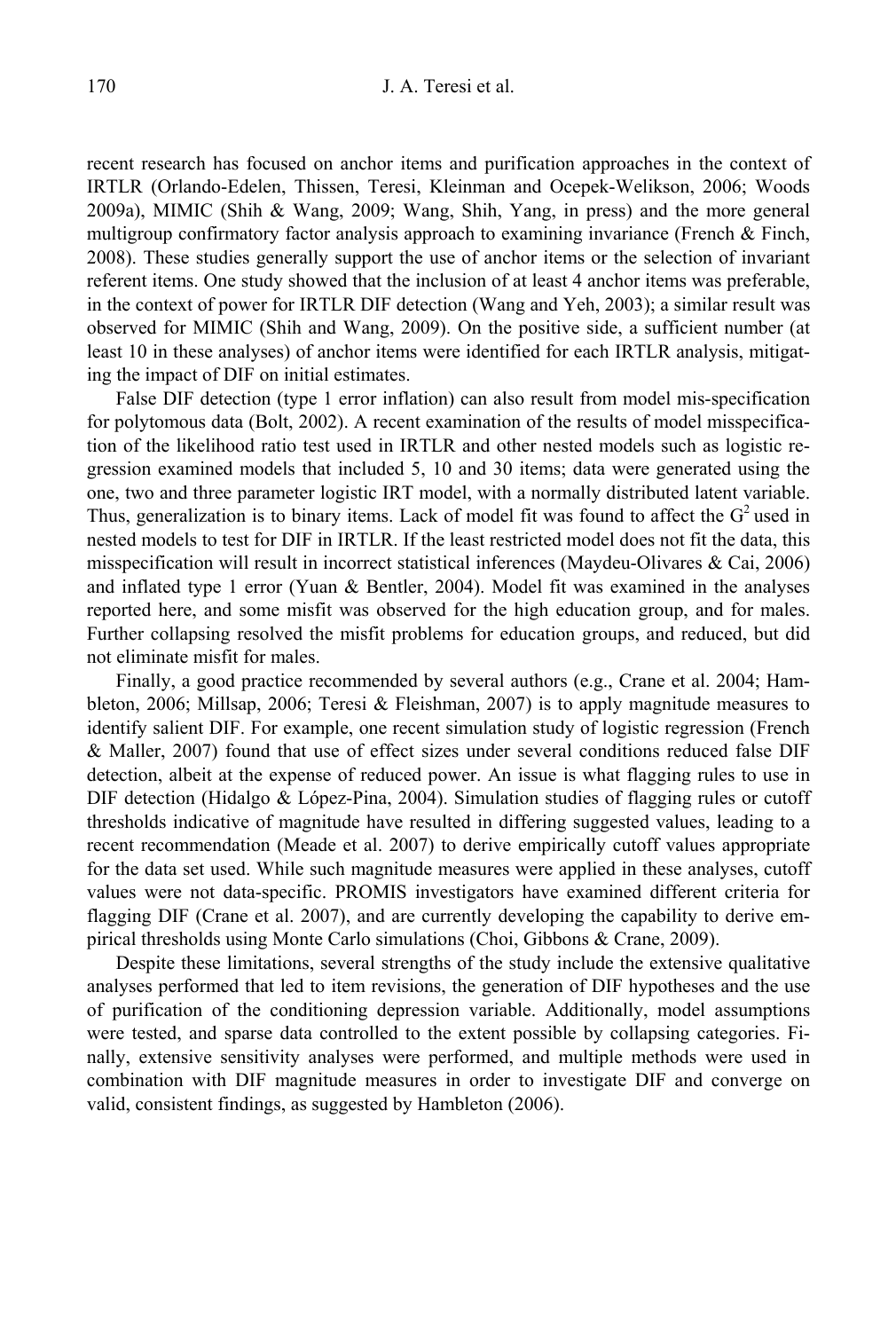recent research has focused on anchor items and purification approaches in the context of IRTLR (Orlando-Edelen, Thissen, Teresi, Kleinman and Ocepek-Welikson, 2006; Woods 2009a), MIMIC (Shih & Wang, 2009; Wang, Shih, Yang, in press) and the more general multigroup confirmatory factor analysis approach to examining invariance (French & Finch, 2008). These studies generally support the use of anchor items or the selection of invariant referent items. One study showed that the inclusion of at least 4 anchor items was preferable, in the context of power for IRTLR DIF detection (Wang and Yeh, 2003); a similar result was observed for MIMIC (Shih and Wang, 2009). On the positive side, a sufficient number (at least 10 in these analyses) of anchor items were identified for each IRTLR analysis, mitigating the impact of DIF on initial estimates.

False DIF detection (type 1 error inflation) can also result from model mis-specification for polytomous data (Bolt, 2002). A recent examination of the results of model misspecification of the likelihood ratio test used in IRTLR and other nested models such as logistic regression examined models that included 5, 10 and 30 items; data were generated using the one, two and three parameter logistic IRT model, with a normally distributed latent variable. Thus, generalization is to binary items. Lack of model fit was found to affect the $G^2$ used in nested models to test for DIF in IRTLR. If the least restricted model does not fit the data, this misspecification will result in incorrect statistical inferences (Maydeu-Olivares & Cai, 2006) and inflated type 1 error (Yuan & Bentler, 2004). Model fit was examined in the analyses reported here, and some misfit was observed for the high education group, and for males. Further collapsing resolved the misfit problems for education groups, and reduced, but did not eliminate misfit for males.

Finally, a good practice recommended by several authors (e.g., Crane et al. 2004; Hambleton, 2006; Millsap, 2006; Teresi & Fleishman, 2007) is to apply magnitude measures to identify salient DIF. For example, one recent simulation study of logistic regression (French & Maller, 2007) found that use of effect sizes under several conditions reduced false DIF detection, albeit at the expense of reduced power. An issue is what flagging rules to use in DIF detection (Hidalgo & López-Pina, 2004). Simulation studies of flagging rules or cutoff thresholds indicative of magnitude have resulted in differing suggested values, leading to a recent recommendation (Meade et al. 2007) to derive empirically cutoff values appropriate for the data set used. While such magnitude measures were applied in these analyses, cutoff values were not data-specific. PROMIS investigators have examined different criteria for flagging DIF (Crane et al. 2007), and are currently developing the capability to derive empirical thresholds using Monte Carlo simulations (Choi, Gibbons & Crane, 2009).

Despite these limitations, several strengths of the study include the extensive qualitative analyses performed that led to item revisions, the generation of DIF hypotheses and the use of purification of the conditioning depression variable. Additionally, model assumptions were tested, and sparse data controlled to the extent possible by collapsing categories. Finally, extensive sensitivity analyses were performed, and multiple methods were used in combination with DIF magnitude measures in order to investigate DIF and converge on valid, consistent findings, as suggested by Hambleton (2006).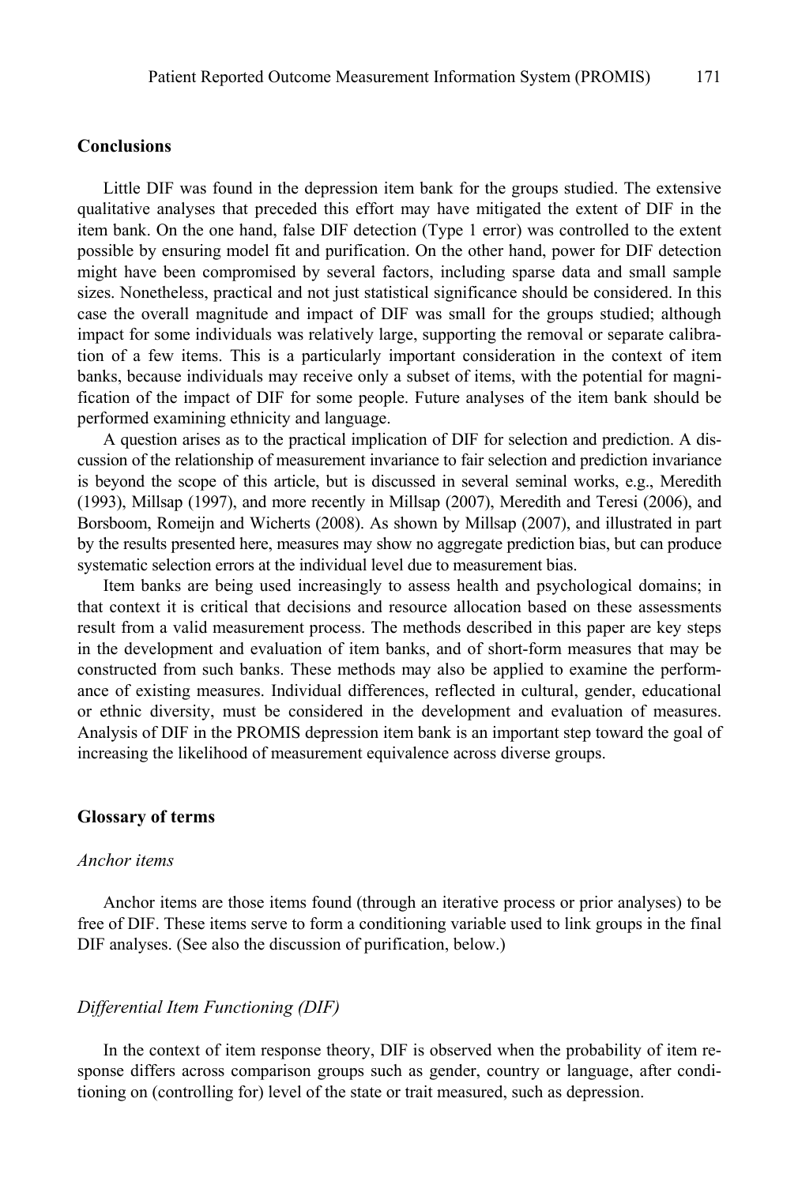## Conclusions

Little DIF was found in the depression item bank for the groups studied. The extensive qualitative analyses that preceded this effort may have mitigated the extent of DIF in the item bank. On the one hand, false DIF detection (Type 1 error) was controlled to the extent possible by ensuring model fit and purification. On the other hand, power for DIF detection might have been compromised by several factors, including sparse data and small sample sizes. Nonetheless, practical and not just statistical significance should be considered. In this case the overall magnitude and impact of DIF was small for the groups studied; although impact for some individuals was relatively large, supporting the removal or separate calibration of a few items. This is a particularly important consideration in the context of item banks, because individuals may receive only a subset of items, with the potential for magnification of the impact of DIF for some people. Future analyses of the item bank should be performed examining ethnicity and language.

A question arises as to the practical implication of DIF for selection and prediction. A discussion of the relationship of measurement invariance to fair selection and prediction invariance is beyond the scope of this article, but is discussed in several seminal works, e.g., Meredith (1993), Millsap (1997), and more recently in Millsap (2007), Meredith and Teresi (2006), and Borsboom, Romeijn and Wicherts (2008). As shown by Millsap (2007), and illustrated in part by the results presented here, measures may show no aggregate prediction bias, but can produce systematic selection errors at the individual level due to measurement bias.

Item banks are being used increasingly to assess health and psychological domains; in that context it is critical that decisions and resource allocation based on these assessments result from a valid measurement process. The methods described in this paper are key steps in the development and evaluation of item banks, and of short-form measures that may be constructed from such banks. These methods may also be applied to examine the performance of existing measures. Individual differences, reflected in cultural, gender, educational or ethnic diversity, must be considered in the development and evaluation of measures. Analysis of DIF in the PROMIS depression item bank is an important step toward the goal of increasing the likelihood of measurement equivalence across diverse groups.

## Glossary of terms

### *Anchor items*

Anchor items are those items found (through an iterative process or prior analyses) to be free of DIF. These items serve to form a conditioning variable used to link groups in the final DIF analyses. (See also the discussion of purification, below.)

### *Differential Item Functioning (DIF)*

In the context of item response theory, DIF is observed when the probability of item response differs across comparison groups such as gender, country or language, after conditioning on (controlling for) level of the state or trait measured, such as depression.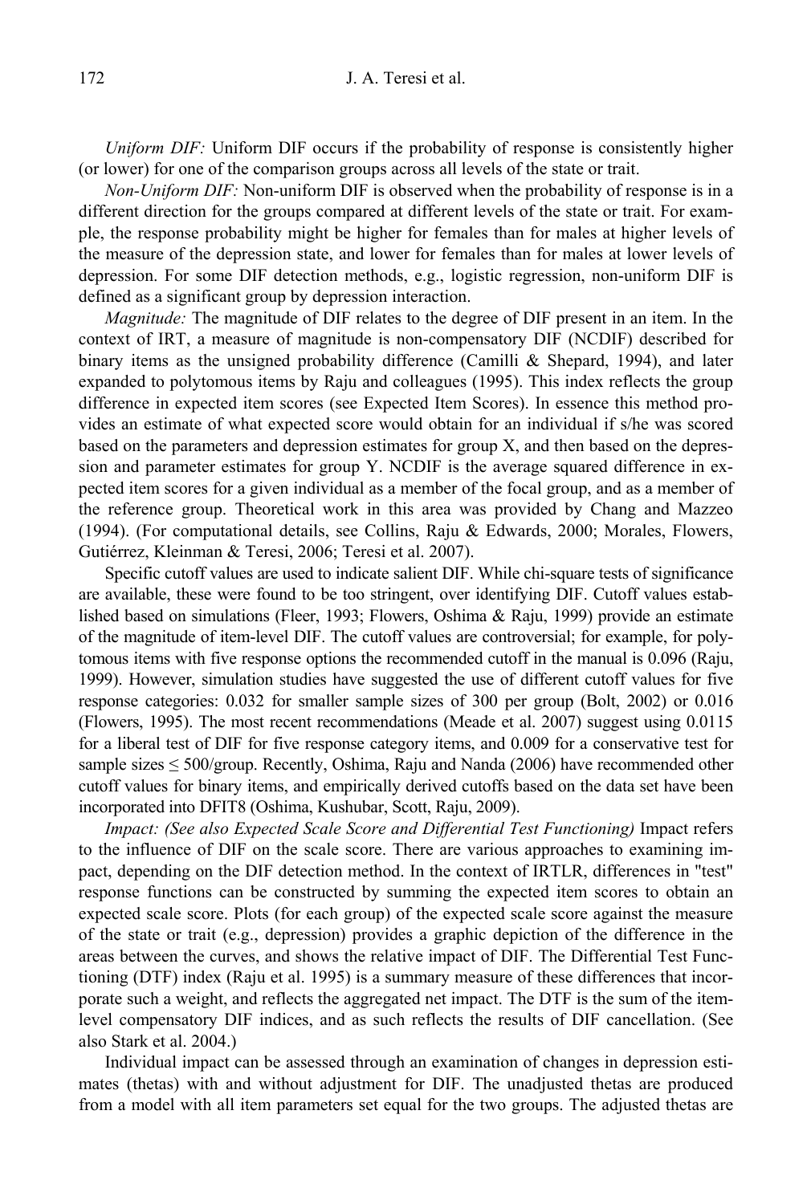*Uniform DIF:* Uniform DIF occurs if the probability of response is consistently higher (or lower) for one of the comparison groups across all levels of the state or trait.

*Non-Uniform DIF:* Non-uniform DIF is observed when the probability of response is in a different direction for the groups compared at different levels of the state or trait. For example, the response probability might be higher for females than for males at higher levels of the measure of the depression state, and lower for females than for males at lower levels of depression. For some DIF detection methods, e.g., logistic regression, non-uniform DIF is defined as a significant group by depression interaction.

*Magnitude:* The magnitude of DIF relates to the degree of DIF present in an item. In the context of IRT, a measure of magnitude is non-compensatory DIF (NCDIF) described for binary items as the unsigned probability difference (Camilli & Shepard, 1994), and later expanded to polytomous items by Raju and colleagues (1995). This index reflects the group difference in expected item scores (see Expected Item Scores). In essence this method provides an estimate of what expected score would obtain for an individual if s/he was scored based on the parameters and depression estimates for group X, and then based on the depression and parameter estimates for group Y. NCDIF is the average squared difference in expected item scores for a given individual as a member of the focal group, and as a member of the reference group. Theoretical work in this area was provided by Chang and Mazzeo (1994). (For computational details, see Collins, Raju & Edwards, 2000; Morales, Flowers, Gutiérrez, Kleinman & Teresi, 2006; Teresi et al. 2007).

Specific cutoff values are used to indicate salient DIF. While chi-square tests of significance are available, these were found to be too stringent, over identifying DIF. Cutoff values established based on simulations (Fleer, 1993; Flowers, Oshima & Raju, 1999) provide an estimate of the magnitude of item-level DIF. The cutoff values are controversial; for example, for polytomous items with five response options the recommended cutoff in the manual is 0.096 (Raju, 1999). However, simulation studies have suggested the use of different cutoff values for five response categories: 0.032 for smaller sample sizes of 300 per group (Bolt, 2002) or 0.016 (Flowers, 1995). The most recent recommendations (Meade et al. 2007) suggest using 0.0115 for a liberal test of DIF for five response category items, and 0.009 for a conservative test for sample sizes ≤ 500/group. Recently, Oshima, Raju and Nanda (2006) have recommended other cutoff values for binary items, and empirically derived cutoffs based on the data set have been incorporated into DFIT8 (Oshima, Kushubar, Scott, Raju, 2009).

*Impact: (See also Expected Scale Score and Differential Test Functioning)* Impact refers to the influence of DIF on the scale score. There are various approaches to examining impact, depending on the DIF detection method. In the context of IRTLR, differences in "test" response functions can be constructed by summing the expected item scores to obtain an expected scale score. Plots (for each group) of the expected scale score against the measure of the state or trait (e.g., depression) provides a graphic depiction of the difference in the areas between the curves, and shows the relative impact of DIF. The Differential Test Functioning (DTF) index (Raju et al. 1995) is a summary measure of these differences that incorporate such a weight, and reflects the aggregated net impact. The DTF is the sum of the item-level compensatory DIF indices, and as such reflects the results of DIF cancellation. (See also Stark et al. 2004.)

Individual impact can be assessed through an examination of changes in depression estimates (thetas) with and without adjustment for DIF. The unadjusted thetas are produced from a model with all item parameters set equal for the two groups. The adjusted thetas are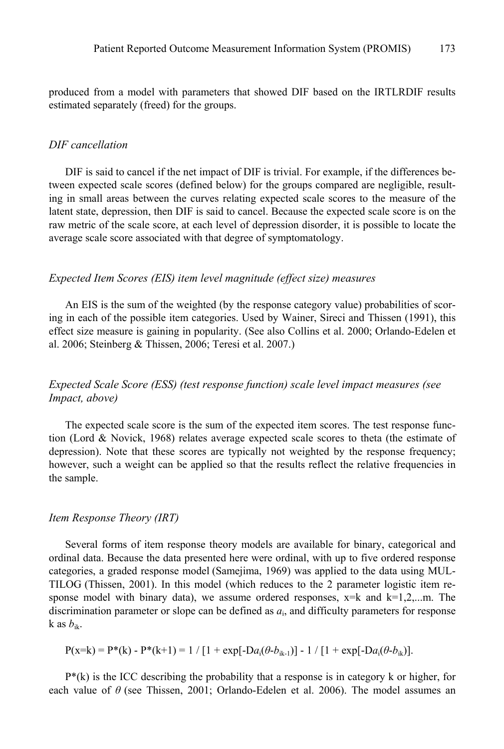produced from a model with parameters that showed DIF based on the IRTLRDIF results estimated separately (freed) for the groups.

### *DIF cancellation*

DIF is said to cancel if the net impact of DIF is trivial. For example, if the differences between expected scale scores (defined below) for the groups compared are negligible, resulting in small areas between the curves relating expected scale scores to the measure of the latent state, depression, then DIF is said to cancel. Because the expected scale score is on the raw metric of the scale score, at each level of depression disorder, it is possible to locate the average scale score associated with that degree of symptomatology.

### *Expected Item Scores (EIS) item level magnitude (effect size) measures*

An EIS is the sum of the weighted (by the response category value) probabilities of scoring in each of the possible item categories. Used by Wainer, Sireci and Thissen (1991), this effect size measure is gaining in popularity. (See also Collins et al. 2000; Orlando-Edelen et al. 2006; Steinberg & Thissen, 2006; Teresi et al. 2007.)

### *Expected Scale Score (ESS) (test response function) scale level impact measures (see Impact, above)*

The expected scale score is the sum of the expected item scores. The test response function (Lord & Novick, 1968) relates average expected scale scores to theta (the estimate of depression). Note that these scores are typically not weighted by the response frequency; however, such a weight can be applied so that the results reflect the relative frequencies in the sample.

### *Item Response Theory (IRT)*

Several forms of item response theory models are available for binary, categorical and ordinal data. Because the data presented here were ordinal, with up to five ordered response categories, a graded response model (Samejima, 1969) was applied to the data using MULTILOG (Thissen, 2001). In this model (which reduces to the 2 parameter logistic item response model with binary data), we assume ordered responses, x=k and k=1,2,...m. The discrimination parameter or slope can be defined as $a_i$, and difficulty parameters for response k as $b_{ik}$.

$$P(x=k) = P^*(k) - P^*(k+1) = 1 / [1 + \exp[-Da_i(\theta - b_{ik-1})] - 1 / [1 + \exp[-Da_i(\theta - b_{ik})].$$

$P^*(k)$ is the ICC describing the probability that a response is in category k or higher, for each value of $\theta$ (see Thissen, 2001; Orlando-Edelen et al. 2006). The model assumes an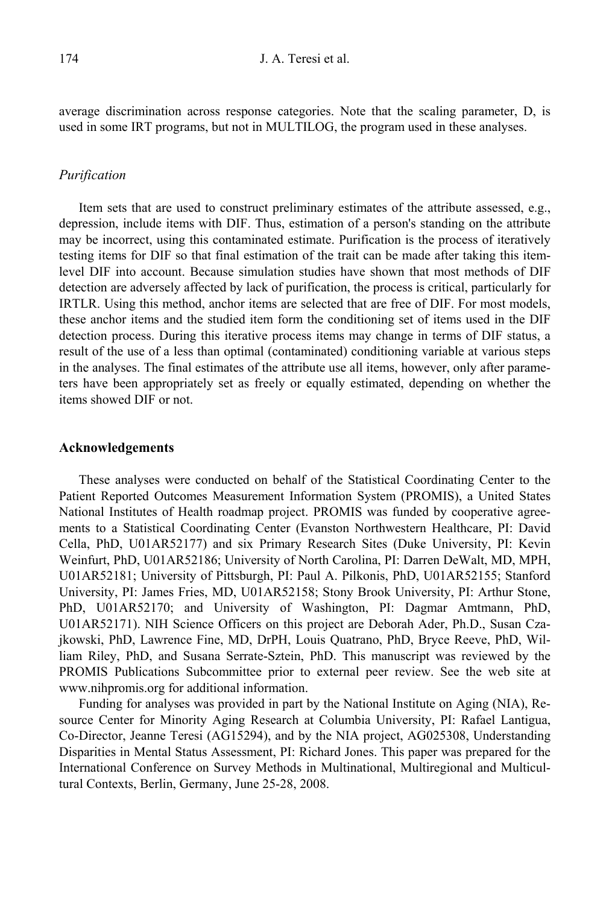average discrimination across response categories. Note that the scaling parameter, D, is used in some IRT programs, but not in MULTILOG, the program used in these analyses.

### *Purification*

Item sets that are used to construct preliminary estimates of the attribute assessed, e.g., depression, include items with DIF. Thus, estimation of a person's standing on the attribute may be incorrect, using this contaminated estimate. Purification is the process of iteratively testing items for DIF so that final estimation of the trait can be made after taking this item-level DIF into account. Because simulation studies have shown that most methods of DIF detection are adversely affected by lack of purification, the process is critical, particularly for IRTLR. Using this method, anchor items are selected that are free of DIF. For most models, these anchor items and the studied item form the conditioning set of items used in the DIF detection process. During this iterative process items may change in terms of DIF status, a result of the use of a less than optimal (contaminated) conditioning variable at various steps in the analyses. The final estimates of the attribute use all items, however, only after parameters have been appropriately set as freely or equally estimated, depending on whether the items showed DIF or not.

## Acknowledgements

These analyses were conducted on behalf of the Statistical Coordinating Center to the Patient Reported Outcomes Measurement Information System (PROMIS), a United States National Institutes of Health roadmap project. PROMIS was funded by cooperative agreements to a Statistical Coordinating Center (Evanston Northwestern Healthcare, PI: David Cella, PhD, U01AR52177) and six Primary Research Sites (Duke University, PI: Kevin Weinfurt, PhD, U01AR52186; University of North Carolina, PI: Darren DeWalt, MD, MPH, U01AR52181; University of Pittsburgh, PI: Paul A. Pilkonis, PhD, U01AR52155; Stanford University, PI: James Fries, MD, U01AR52158; Stony Brook University, PI: Arthur Stone, PhD, U01AR52170; and University of Washington, PI: Dagmar Amtmann, PhD, U01AR52171). NIH Science Officers on this project are Deborah Ader, Ph.D., Susan Czajkowski, PhD, Lawrence Fine, MD, DrPH, Louis Quatrano, PhD, Bryce Reeve, PhD, William Riley, PhD, and Susana Serrate-Sztein, PhD. This manuscript was reviewed by the PROMIS Publications Subcommittee prior to external peer review. See the web site at www.nihpromis.org for additional information.

Funding for analyses was provided in part by the National Institute on Aging (NIA), Resource Center for Minority Aging Research at Columbia University, PI: Rafael Lantigua, Co-Director, Jeanne Teresi (AG15294), and by the NIA project, AG025308, Understanding Disparities in Mental Status Assessment, PI: Richard Jones. This paper was prepared for the International Conference on Survey Methods in Multinational, Multiregional and Multicultural Contexts, Berlin, Germany, June 25-28, 2008.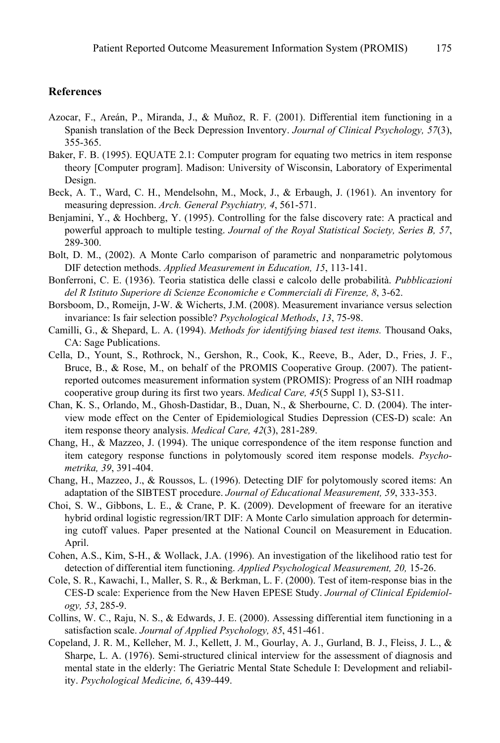## References

Azocar, F., Areán, P., Miranda, J., & Muñoz, R. F. (2001). Differential item functioning in a Spanish translation of the Beck Depression Inventory. *Journal of Clinical Psychology, 57*(3), 355-365.

Baker, F. B. (1995). EQUATE 2.1: Computer program for equating two metrics in item response theory [Computer program]. Madison: University of Wisconsin, Laboratory of Experimental Design.

Beck, A. T., Ward, C. H., Mendelsohn, M., Mock, J., & Erbaugh, J. (1961). An inventory for measuring depression. *Arch. General Psychiatry, 4*, 561-571.

Benjamini, Y., & Hochberg, Y. (1995). Controlling for the false discovery rate: A practical and powerful approach to multiple testing. *Journal of the Royal Statistical Society, Series B, 57*, 289-300.

Bolt, D. M., (2002). A Monte Carlo comparison of parametric and nonparametric polytomous DIF detection methods. *Applied Measurement in Education, 15*, 113-141.

Bonferroni, C. E. (1936). Teoria statistica delle classi e calcolo delle probabilità. *Pubblicazioni del R Istituto Superiore di Scienze Economiche e Commerciali di Firenze, 8*, 3-62.

Borsboom, D., Romeijn, J-W. & Wicherts, J.M. (2008). Measurement invariance versus selection invariance: Is fair selection possible? *Psychological Methods*, *13*, 75-98.

Camilli, G., & Shepard, L. A. (1994). *Methods for identifying biased test items.* Thousand Oaks, CA: Sage Publications.

Cella, D., Yount, S., Rothrock, N., Gershon, R., Cook, K., Reeve, B., Ader, D., Fries, J. F., Bruce, B., & Rose, M., on behalf of the PROMIS Cooperative Group. (2007). The patient-reported outcomes measurement information system (PROMIS): Progress of an NIH roadmap cooperative group during its first two years. *Medical Care, 45*(5 Suppl 1), S3-S11.

Chan, K. S., Orlando, M., Ghosh-Dastidar, B., Duan, N., & Sherbourne, C. D. (2004). The interview mode effect on the Center of Epidemiological Studies Depression (CES-D) scale: An item response theory analysis. *Medical Care, 42*(3), 281-289.

Chang, H., & Mazzeo, J. (1994). The unique correspondence of the item response function and item category response functions in polytomously scored item response models. *Psychometrika, 39*, 391-404.

Chang, H., Mazzeo, J., & Roussos, L. (1996). Detecting DIF for polytomously scored items: An adaptation of the SIBTEST procedure. *Journal of Educational Measurement, 59*, 333-353.

Choi, S. W., Gibbons, L. E., & Crane, P. K. (2009). Development of freeware for an iterative hybrid ordinal logistic regression/IRT DIF: A Monte Carlo simulation approach for determining cutoff values. Paper presented at the National Council on Measurement in Education. April.

Cohen, A.S., Kim, S-H., & Wollack, J.A. (1996). An investigation of the likelihood ratio test for detection of differential item functioning. *Applied Psychological Measurement, 20,* 15-26.

Cole, S. R., Kawachi, I., Maller, S. R., & Berkman, L. F. (2000). Test of item-response bias in the CES-D scale: Experience from the New Haven EPESE Study. *Journal of Clinical Epidemiology, 53*, 285-9.

Collins, W. C., Raju, N. S., & Edwards, J. E. (2000). Assessing differential item functioning in a satisfaction scale. *Journal of Applied Psychology, 85*, 451-461.

Copeland, J. R. M., Kelleher, M. J., Kellett, J. M., Gourlay, A. J., Gurland, B. J., Fleiss, J. L., & Sharpe, L. A. (1976). Semi-structured clinical interview for the assessment of diagnosis and mental state in the elderly: The Geriatric Mental State Schedule I: Development and reliability. *Psychological Medicine, 6*, 439-449.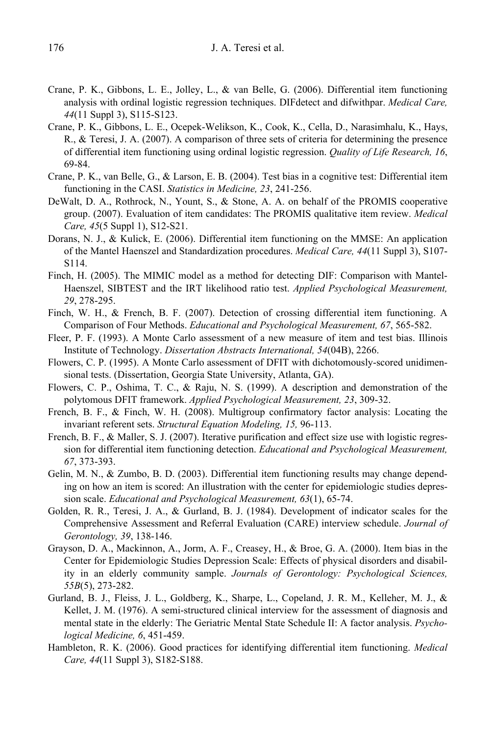Crane, P. K., Gibbons, L. E., Jolley, L., & van Belle, G. (2006). Differential item functioning analysis with ordinal logistic regression techniques. DIFdetect and difwithpar. *Medical Care, 44*(11 Suppl 3), S115-S123.

Crane, P. K., Gibbons, L. E., Ocepek-Welikson, K., Cook, K., Cella, D., Narasimhalu, K., Hays, R., & Teresi, J. A. (2007). A comparison of three sets of criteria for determining the presence of differential item functioning using ordinal logistic regression. *Quality of Life Research, 16*, 69-84.

Crane, P. K., van Belle, G., & Larson, E. B. (2004). Test bias in a cognitive test: Differential item functioning in the CASI. *Statistics in Medicine, 23*, 241-256.

DeWalt, D. A., Rothrock, N., Yount, S., & Stone, A. A. on behalf of the PROMIS cooperative group. (2007). Evaluation of item candidates: The PROMIS qualitative item review. *Medical Care, 45*(5 Suppl 1), S12-S21.

Dorans, N. J., & Kulick, E. (2006). Differential item functioning on the MMSE: An application of the Mantel Haenszel and Standardization procedures. *Medical Care, 44*(11 Suppl 3), S107-S114.

Finch, H. (2005). The MIMIC model as a method for detecting DIF: Comparison with Mantel-Haenszel, SIBTEST and the IRT likelihood ratio test. *Applied Psychological Measurement, 29*, 278-295.

Finch, W. H., & French, B. F. (2007). Detection of crossing differential item functioning. A Comparison of Four Methods. *Educational and Psychological Measurement, 67*, 565-582.

Fleer, P. F. (1993). A Monte Carlo assessment of a new measure of item and test bias. Illinois Institute of Technology. *Dissertation Abstracts International, 54*(04B), 2266.

Flowers, C. P. (1995). A Monte Carlo assessment of DFIT with dichotomously-scored unidimensional tests. (Dissertation, Georgia State University, Atlanta, GA).

Flowers, C. P., Oshima, T. C., & Raju, N. S. (1999). A description and demonstration of the polytomous DFIT framework. *Applied Psychological Measurement, 23*, 309-32.

French, B. F., & Finch, W. H. (2008). Multigroup confirmatory factor analysis: Locating the invariant referent sets. *Structural Equation Modeling, 15,* 96-113.

French, B. F., & Maller, S. J. (2007). Iterative purification and effect size use with logistic regression for differential item functioning detection. *Educational and Psychological Measurement, 67*, 373-393.

Gelin, M. N., & Zumbo, B. D. (2003). Differential item functioning results may change depending on how an item is scored: An illustration with the center for epidemiologic studies depression scale. *Educational and Psychological Measurement, 63*(1), 65-74.

Golden, R. R., Teresi, J. A., & Gurland, B. J. (1984). Development of indicator scales for the Comprehensive Assessment and Referral Evaluation (CARE) interview schedule. *Journal of Gerontology, 39*, 138-146.

Grayson, D. A., Mackinnon, A., Jorm, A. F., Creasey, H., & Broe, G. A. (2000). Item bias in the Center for Epidemiologic Studies Depression Scale: Effects of physical disorders and disability in an elderly community sample. *Journals of Gerontology: Psychological Sciences, 55B*(5), 273-282.

Gurland, B. J., Fleiss, J. L., Goldberg, K., Sharpe, L., Copeland, J. R. M., Kelleher, M. J., & Kellet, J. M. (1976). A semi-structured clinical interview for the assessment of diagnosis and mental state in the elderly: The Geriatric Mental State Schedule II: A factor analysis. *Psychological Medicine, 6*, 451-459.

Hambleton, R. K. (2006). Good practices for identifying differential item functioning. *Medical Care, 44*(11 Suppl 3), S182-S188.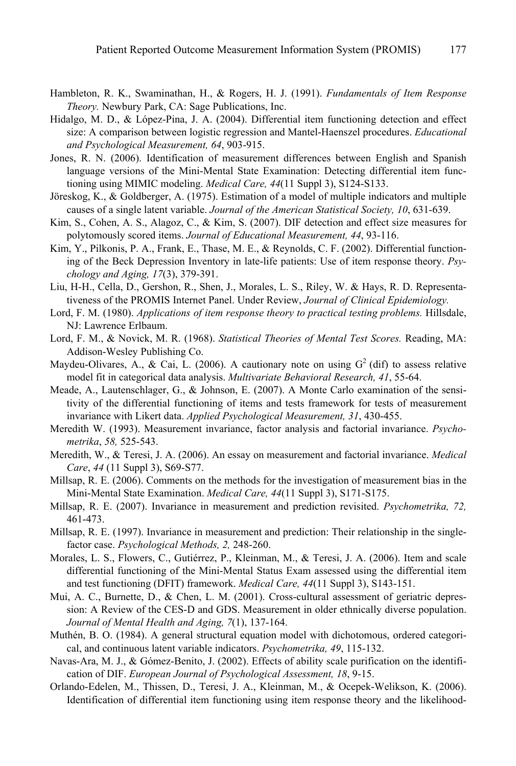Hambleton, R. K., Swaminathan, H., & Rogers, H. J. (1991). *Fundamentals of Item Response Theory.* Newbury Park, CA: Sage Publications, Inc.

Hidalgo, M. D., & López-Pina, J. A. (2004). Differential item functioning detection and effect size: A comparison between logistic regression and Mantel-Haenszel procedures. *Educational and Psychological Measurement, 64*, 903-915.

Jones, R. N. (2006). Identification of measurement differences between English and Spanish language versions of the Mini-Mental State Examination: Detecting differential item functioning using MIMIC modeling. *Medical Care, 44*(11 Suppl 3), S124-S133.

Jöreskog, K., & Goldberger, A. (1975). Estimation of a model of multiple indicators and multiple causes of a single latent variable. *Journal of the American Statistical Society, 10*, 631-639.

Kim, S., Cohen, A. S., Alagoz, C., & Kim, S. (2007). DIF detection and effect size measures for polytomously scored items. *Journal of Educational Measurement, 44*, 93-116.

Kim, Y., Pilkonis, P. A., Frank, E., Thase, M. E., & Reynolds, C. F. (2002). Differential functioning of the Beck Depression Inventory in late-life patients: Use of item response theory. *Psychology and Aging, 17*(3), 379-391.

Liu, H-H., Cella, D., Gershon, R., Shen, J., Morales, L. S., Riley, W. & Hays, R. D. Representativeness of the PROMIS Internet Panel. Under Review, *Journal of Clinical Epidemiology.*

Lord, F. M. (1980). *Applications of item response theory to practical testing problems.* Hillsdale, NJ: Lawrence Erlbaum.

Lord, F. M., & Novick, M. R. (1968). *Statistical Theories of Mental Test Scores.* Reading, MA: Addison-Wesley Publishing Co.

Maydeu-Olivares, A., & Cai, L. (2006). A cautionary note on using $G^2$ (dif) to assess relative model fit in categorical data analysis. *Multivariate Behavioral Research, 41*, 55-64.

Meade, A., Lautenschlager, G., & Johnson, E. (2007). A Monte Carlo examination of the sensitivity of the differential functioning of items and tests framework for tests of measurement invariance with Likert data. *Applied Psychological Measurement, 31*, 430-455.

Meredith W. (1993). Measurement invariance, factor analysis and factorial invariance. *Psychometrika*, *58,* 525-543.

Meredith, W., & Teresi, J. A. (2006). An essay on measurement and factorial invariance. *Medical Care*, *44* (11 Suppl 3), S69-S77.

Millsap, R. E. (2006). Comments on the methods for the investigation of measurement bias in the Mini-Mental State Examination. *Medical Care, 44*(11 Suppl 3), S171-S175.

Millsap, R. E. (2007). Invariance in measurement and prediction revisited. *Psychometrika, 72,* 461-473.

Millsap, R. E. (1997). Invariance in measurement and prediction: Their relationship in the single-factor case. *Psychological Methods, 2,* 248-260.

Morales, L. S., Flowers, C., Gutiérrez, P., Kleinman, M., & Teresi, J. A. (2006). Item and scale differential functioning of the Mini-Mental Status Exam assessed using the differential item and test functioning (DFIT) framework. *Medical Care, 44*(11 Suppl 3), S143-151.

Mui, A. C., Burnette, D., & Chen, L. M. (2001). Cross-cultural assessment of geriatric depression: A Review of the CES-D and GDS. Measurement in older ethnically diverse population. *Journal of Mental Health and Aging, 7*(1), 137-164.

Muthén, B. O. (1984). A general structural equation model with dichotomous, ordered categorical, and continuous latent variable indicators. *Psychometrika, 49*, 115-132.

Navas-Ara, M. J., & Gómez-Benito, J. (2002). Effects of ability scale purification on the identification of DIF. *European Journal of Psychological Assessment, 18*, 9-15.

Orlando-Edelen, M., Thissen, D., Teresi, J. A., Kleinman, M., & Ocepek-Welikson, K. (2006). Identification of differential item functioning using item response theory and the likelihood-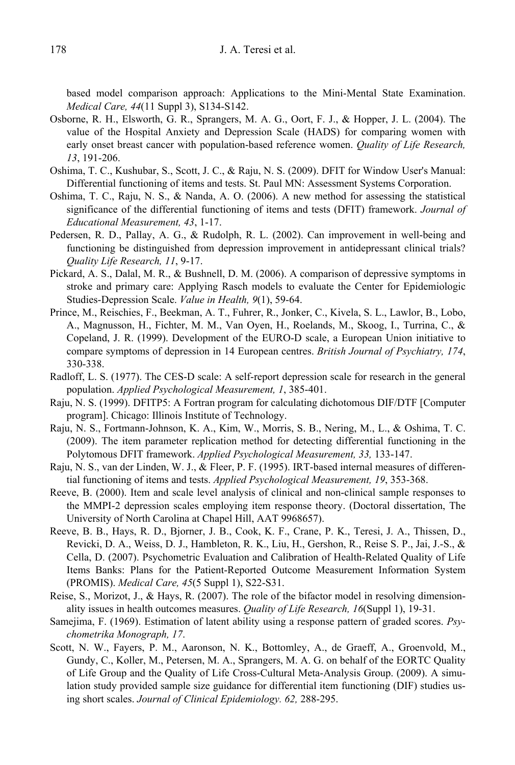based model comparison approach: Applications to the Mini-Mental State Examination. *Medical Care, 44*(11 Suppl 3), S134-S142.

Osborne, R. H., Elsworth, G. R., Sprangers, M. A. G., Oort, F. J., & Hopper, J. L. (2004). The value of the Hospital Anxiety and Depression Scale (HADS) for comparing women with early onset breast cancer with population-based reference women. *Quality of Life Research, 13*, 191-206.

Oshima, T. C., Kushubar, S., Scott, J. C., & Raju, N. S. (2009). DFIT for Window User's Manual: Differential functioning of items and tests. St. Paul MN: Assessment Systems Corporation.

Oshima, T. C., Raju, N. S., & Nanda, A. O. (2006). A new method for assessing the statistical significance of the differential functioning of items and tests (DFIT) framework. *Journal of Educational Measurement, 43*, 1-17.

Pedersen, R. D., Pallay, A. G., & Rudolph, R. L. (2002). Can improvement in well-being and functioning be distinguished from depression improvement in antidepressant clinical trials? *Quality Life Research, 11*, 9-17.

Pickard, A. S., Dalal, M. R., & Bushnell, D. M. (2006). A comparison of depressive symptoms in stroke and primary care: Applying Rasch models to evaluate the Center for Epidemiologic Studies-Depression Scale. *Value in Health, 9*(1), 59-64.

Prince, M., Reischies, F., Beekman, A. T., Fuhrer, R., Jonker, C., Kivela, S. L., Lawlor, B., Lobo, A., Magnusson, H., Fichter, M. M., Van Oyen, H., Roelands, M., Skoog, I., Turrina, C., & Copeland, J. R. (1999). Development of the EURO-D scale, a European Union initiative to compare symptoms of depression in 14 European centres. *British Journal of Psychiatry, 174*, 330-338.

Radloff, L. S. (1977). The CES-D scale: A self-report depression scale for research in the general population. *Applied Psychological Measurement, 1*, 385-401.

Raju, N. S. (1999). DFITP5: A Fortran program for calculating dichotomous DIF/DTF [Computer program]. Chicago: Illinois Institute of Technology.

Raju, N. S., Fortmann-Johnson, K. A., Kim, W., Morris, S. B., Nering, M., L., & Oshima, T. C. (2009). The item parameter replication method for detecting differential functioning in the Polytomous DFIT framework. *Applied Psychological Measurement, 33,* 133-147.

Raju, N. S., van der Linden, W. J., & Fleer, P. F. (1995). IRT-based internal measures of differential functioning of items and tests. *Applied Psychological Measurement, 19*, 353-368.

Reeve, B. (2000). Item and scale level analysis of clinical and non-clinical sample responses to the MMPI-2 depression scales employing item response theory. (Doctoral dissertation, The University of North Carolina at Chapel Hill, AAT 9968657).

Reeve, B. B., Hays, R. D., Bjorner, J. B., Cook, K. F., Crane, P. K., Teresi, J. A., Thissen, D., Revicki, D. A., Weiss, D. J., Hambleton, R. K., Liu, H., Gershon, R., Reise S. P., Jai, J.-S., & Cella, D. (2007). Psychometric Evaluation and Calibration of Health-Related Quality of Life Items Banks: Plans for the Patient-Reported Outcome Measurement Information System (PROMIS). *Medical Care, 45*(5 Suppl 1), S22-S31.

Reise, S., Morizot, J., & Hays, R. (2007). The role of the bifactor model in resolving dimensionality issues in health outcomes measures. *Quality of Life Research, 16*(Suppl 1), 19-31.

Samejima, F. (1969). Estimation of latent ability using a response pattern of graded scores. *Psychometrika Monograph, 17*.

Scott, N. W., Fayers, P. M., Aaronson, N. K., Bottomley, A., de Graeff, A., Groenvold, M., Gundy, C., Koller, M., Petersen, M. A., Sprangers, M. A. G. on behalf of the EORTC Quality of Life Group and the Quality of Life Cross-Cultural Meta-Analysis Group. (2009). A simulation study provided sample size guidance for differential item functioning (DIF) studies using short scales. *Journal of Clinical Epidemiology. 62,* 288-295.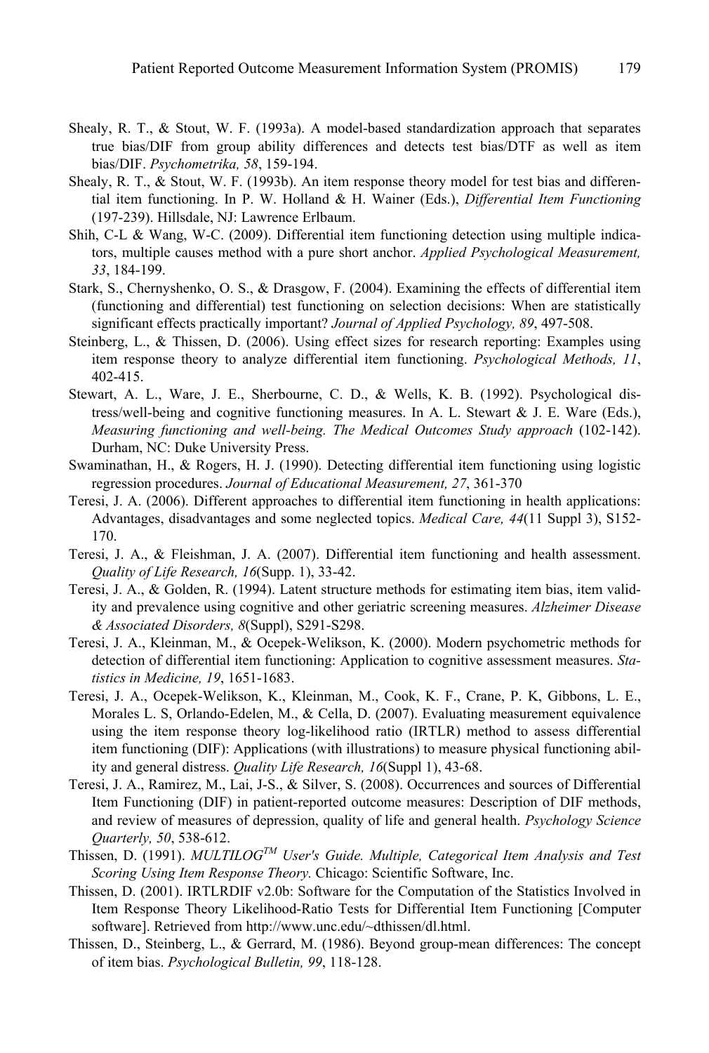Shealy, R. T., & Stout, W. F. (1993a). A model-based standardization approach that separates true bias/DIF from group ability differences and detects test bias/DTF as well as item bias/DIF. *Psychometrika, 58*, 159-194.

Shealy, R. T., & Stout, W. F. (1993b). An item response theory model for test bias and differential item functioning. In P. W. Holland & H. Wainer (Eds.), *Differential Item Functioning* (197-239). Hillsdale, NJ: Lawrence Erlbaum.

Shih, C-L & Wang, W-C. (2009). Differential item functioning detection using multiple indicators, multiple causes method with a pure short anchor. *Applied Psychological Measurement, 33*, 184-199.

Stark, S., Chernyshenko, O. S., & Drasgow, F. (2004). Examining the effects of differential item (functioning and differential) test functioning on selection decisions: When are statistically significant effects practically important? *Journal of Applied Psychology, 89*, 497-508.

Steinberg, L., & Thissen, D. (2006). Using effect sizes for research reporting: Examples using item response theory to analyze differential item functioning. *Psychological Methods, 11*, 402-415.

Stewart, A. L., Ware, J. E., Sherbourne, C. D., & Wells, K. B. (1992). Psychological distress/well-being and cognitive functioning measures. In A. L. Stewart & J. E. Ware (Eds.), *Measuring functioning and well-being. The Medical Outcomes Study approach* (102-142). Durham, NC: Duke University Press.

Swaminathan, H., & Rogers, H. J. (1990). Detecting differential item functioning using logistic regression procedures. *Journal of Educational Measurement, 27*, 361-370

Teresi, J. A. (2006). Different approaches to differential item functioning in health applications: Advantages, disadvantages and some neglected topics. *Medical Care, 44*(11 Suppl 3), S152-170.

Teresi, J. A., & Fleishman, J. A. (2007). Differential item functioning and health assessment. *Quality of Life Research, 16*(Supp. 1), 33-42.

Teresi, J. A., & Golden, R. (1994). Latent structure methods for estimating item bias, item validity and prevalence using cognitive and other geriatric screening measures. *Alzheimer Disease & Associated Disorders, 8*(Suppl), S291-S298.

Teresi, J. A., Kleinman, M., & Ocepek-Welikson, K. (2000). Modern psychometric methods for detection of differential item functioning: Application to cognitive assessment measures. *Statistics in Medicine, 19*, 1651-1683.

Teresi, J. A., Ocepek-Welikson, K., Kleinman, M., Cook, K. F., Crane, P. K, Gibbons, L. E., Morales L. S, Orlando-Edelen, M., & Cella, D. (2007). Evaluating measurement equivalence using the item response theory log-likelihood ratio (IRTLR) method to assess differential item functioning (DIF): Applications (with illustrations) to measure physical functioning ability and general distress. *Quality Life Research, 16*(Suppl 1), 43-68.

Teresi, J. A., Ramirez, M., Lai, J-S., & Silver, S. (2008). Occurrences and sources of Differential Item Functioning (DIF) in patient-reported outcome measures: Description of DIF methods, and review of measures of depression, quality of life and general health. *Psychology Science Quarterly, 50*, 538-612.

Thissen, D. (1991). *MULTILOG™ User's Guide. Multiple, Categorical Item Analysis and Test Scoring Using Item Response Theory.* Chicago: Scientific Software, Inc.

Thissen, D. (2001). IRTLRDIF v2.0b: Software for the Computation of the Statistics Involved in Item Response Theory Likelihood-Ratio Tests for Differential Item Functioning [Computer software]. Retrieved from http://www.unc.edu/~dthissen/dl.html.

Thissen, D., Steinberg, L., & Gerrard, M. (1986). Beyond group-mean differences: The concept of item bias. *Psychological Bulletin, 99*, 118-128.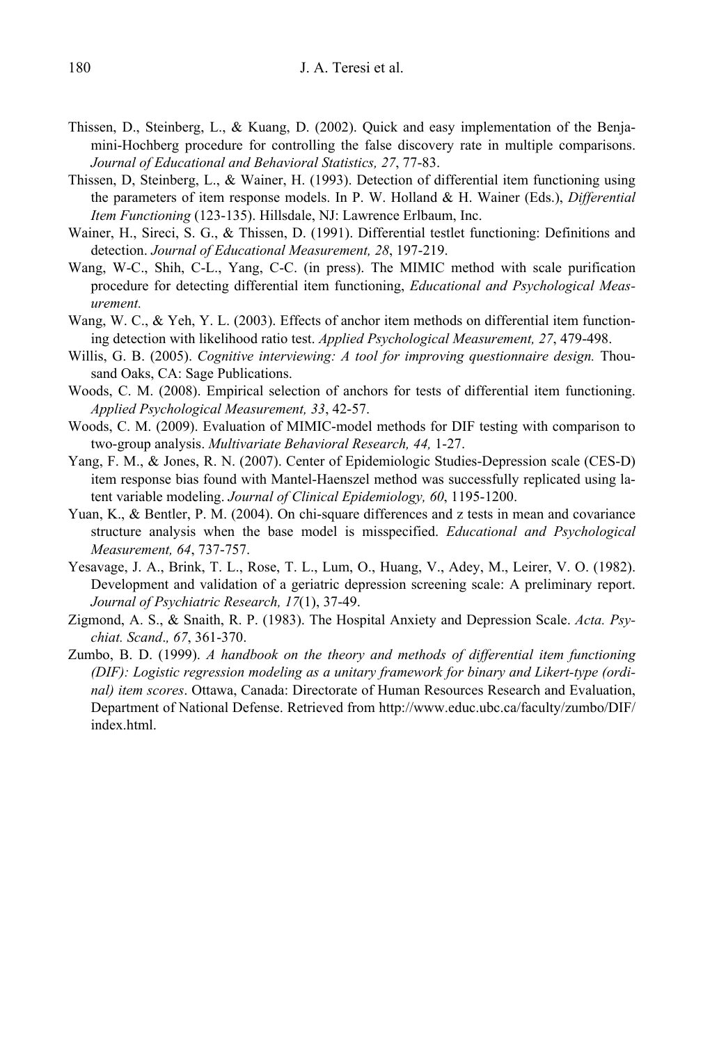Thissen, D., Steinberg, L., & Kuang, D. (2002). Quick and easy implementation of the Benjamini-Hochberg procedure for controlling the false discovery rate in multiple comparisons. *Journal of Educational and Behavioral Statistics, 27*, 77-83.

Thissen, D, Steinberg, L., & Wainer, H. (1993). Detection of differential item functioning using the parameters of item response models. In P. W. Holland & H. Wainer (Eds.), *Differential Item Functioning* (123-135). Hillsdale, NJ: Lawrence Erlbaum, Inc.

Wainer, H., Sireci, S. G., & Thissen, D. (1991). Differential testlet functioning: Definitions and detection. *Journal of Educational Measurement, 28*, 197-219.

Wang, W-C., Shih, C-L., Yang, C-C. (in press). The MIMIC method with scale purification procedure for detecting differential item functioning, *Educational and Psychological Measurement.*

Wang, W. C., & Yeh, Y. L. (2003). Effects of anchor item methods on differential item functioning detection with likelihood ratio test. *Applied Psychological Measurement, 27*, 479-498.

Willis, G. B. (2005). *Cognitive interviewing: A tool for improving questionnaire design.* Thousand Oaks, CA: Sage Publications.

Woods, C. M. (2008). Empirical selection of anchors for tests of differential item functioning. *Applied Psychological Measurement, 33*, 42-57.

Woods, C. M. (2009). Evaluation of MIMIC-model methods for DIF testing with comparison to two-group analysis. *Multivariate Behavioral Research, 44,* 1-27.

Yang, F. M., & Jones, R. N. (2007). Center of Epidemiologic Studies-Depression scale (CES-D) item response bias found with Mantel-Haenszel method was successfully replicated using latent variable modeling. *Journal of Clinical Epidemiology, 60*, 1195-1200.

Yuan, K., & Bentler, P. M. (2004). On chi-square differences and z tests in mean and covariance structure analysis when the base model is misspecified. *Educational and Psychological Measurement, 64*, 737-757.

Yesavage, J. A., Brink, T. L., Rose, T. L., Lum, O., Huang, V., Adey, M., Leirer, V. O. (1982). Development and validation of a geriatric depression screening scale: A preliminary report. *Journal of Psychiatric Research, 17*(1), 37-49.

Zigmond, A. S., & Snaith, R. P. (1983). The Hospital Anxiety and Depression Scale. *Acta. Psychiat. Scand., 67*, 361-370.

Zumbo, B. D. (1999). *A handbook on the theory and methods of differential item functioning (DIF): Logistic regression modeling as a unitary framework for binary and Likert-type (ordinal) item scores*. Ottawa, Canada: Directorate of Human Resources Research and Evaluation, Department of National Defense. Retrieved from http://www.educ.ubc.ca/faculty/zumbo/DIF/index.html.